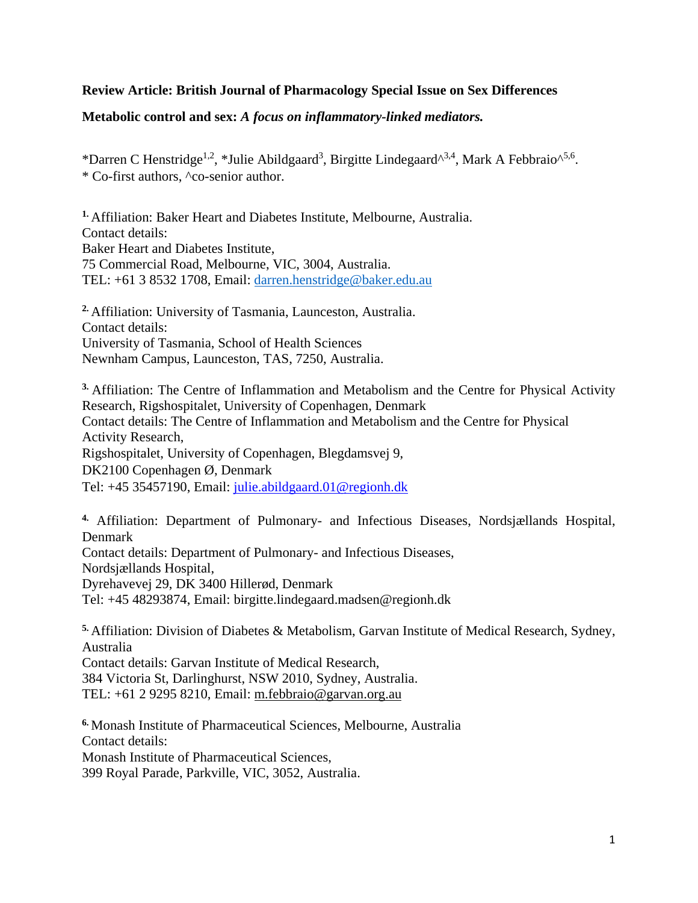**Review Article: British Journal of Pharmacology Special Issue on Sex Differences**

**Metabolic control and sex:** ***A focus on inflammatory-linked mediators.***

*Darren C Henstridge[1,2], *Julie Abildgaard[3], Birgitte Lindegaard^[3,4], Mark A Febbraio^[5,6].
* Co-first authors, ^co-senior author.

[1.] Affiliation: Baker Heart and Diabetes Institute, Melbourne, Australia.
Contact details:
Baker Heart and Diabetes Institute,
75 Commercial Road, Melbourne, VIC, 3004, Australia.
TEL: +61 3 8532 1708, Email: darren.henstridge@baker.edu.au

[2.] Affiliation: University of Tasmania, Launceston, Australia.
Contact details:
University of Tasmania, School of Health Sciences
Newnham Campus, Launceston, TAS, 7250, Australia.

[3.] Affiliation: The Centre of Inflammation and Metabolism and the Centre for Physical Activity Research, Rigshospitalet, University of Copenhagen, Denmark
Contact details: The Centre of Inflammation and Metabolism and the Centre for Physical Activity Research,
Rigshospitalet, University of Copenhagen, Blegdamsvej 9,
DK2100 Copenhagen Ø, Denmark
Tel: +45 35457190, Email: julie.abildgaard.01@regionh.dk

[4.] Affiliation: Department of Pulmonary- and Infectious Diseases, Nordsjællands Hospital, Denmark
Contact details: Department of Pulmonary- and Infectious Diseases,
Nordsjællands Hospital,
Dyrehavevej 29, DK 3400 Hillerød, Denmark
Tel: +45 48293874, Email: birgitte.lindegaard.madsen@regionh.dk

[5.] Affiliation: Division of Diabetes & Metabolism, Garvan Institute of Medical Research, Sydney, Australia
Contact details: Garvan Institute of Medical Research,
384 Victoria St, Darlinghurst, NSW 2010, Sydney, Australia.
TEL: +61 2 9295 8210, Email: m.febbraio@garvan.org.au

[6.] Monash Institute of Pharmaceutical Sciences, Melbourne, Australia
Contact details:
Monash Institute of Pharmaceutical Sciences,
399 Royal Parade, Parkville, VIC, 3052, Australia.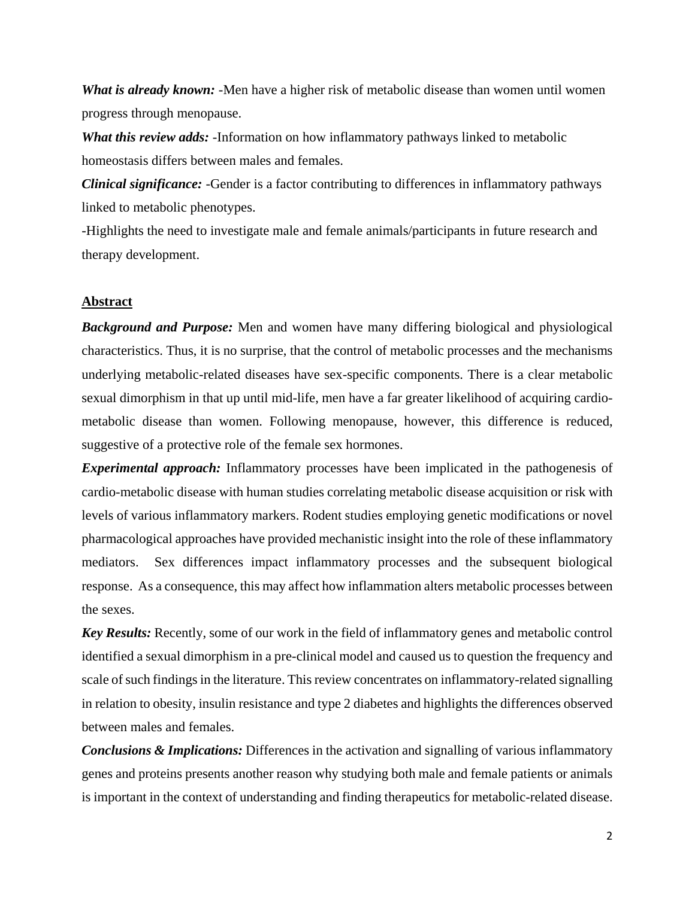***What is already known:*** -Men have a higher risk of metabolic disease than women until women progress through menopause.

***What this review adds:*** -Information on how inflammatory pathways linked to metabolic homeostasis differs between males and females.

***Clinical significance:*** -Gender is a factor contributing to differences in inflammatory pathways linked to metabolic phenotypes.

-Highlights the need to investigate male and female animals/participants in future research and therapy development.

## Abstract

***Background and Purpose:*** Men and women have many differing biological and physiological characteristics. Thus, it is no surprise, that the control of metabolic processes and the mechanisms underlying metabolic-related diseases have sex-specific components. There is a clear metabolic sexual dimorphism in that up until mid-life, men have a far greater likelihood of acquiring cardio-metabolic disease than women. Following menopause, however, this difference is reduced, suggestive of a protective role of the female sex hormones.

***Experimental approach:*** Inflammatory processes have been implicated in the pathogenesis of cardio-metabolic disease with human studies correlating metabolic disease acquisition or risk with levels of various inflammatory markers. Rodent studies employing genetic modifications or novel pharmacological approaches have provided mechanistic insight into the role of these inflammatory mediators. Sex differences impact inflammatory processes and the subsequent biological response. As a consequence, this may affect how inflammation alters metabolic processes between the sexes.

***Key Results:*** Recently, some of our work in the field of inflammatory genes and metabolic control identified a sexual dimorphism in a pre-clinical model and caused us to question the frequency and scale of such findings in the literature. This review concentrates on inflammatory-related signalling in relation to obesity, insulin resistance and type 2 diabetes and highlights the differences observed between males and females.

***Conclusions & Implications:*** Differences in the activation and signalling of various inflammatory genes and proteins presents another reason why studying both male and female patients or animals is important in the context of understanding and finding therapeutics for metabolic-related disease.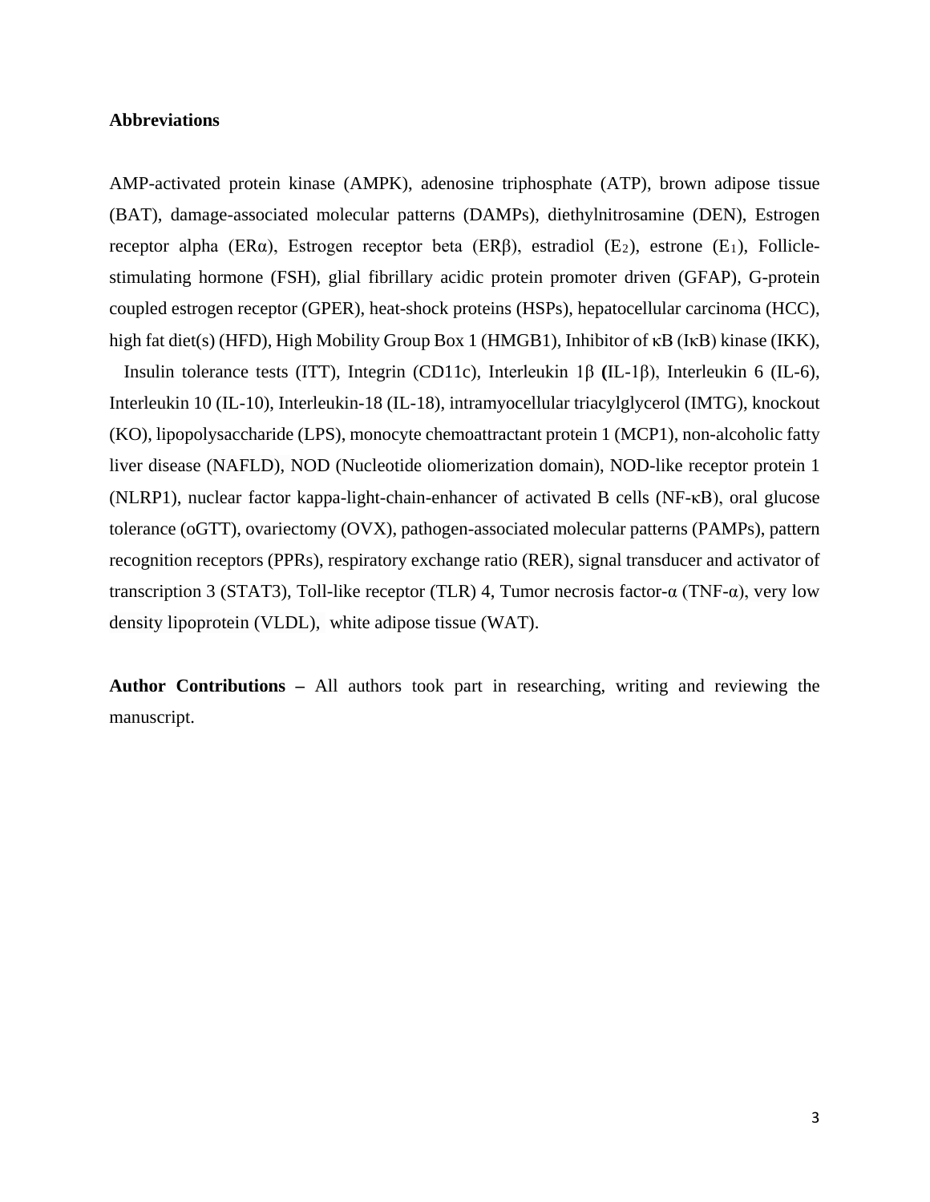**Abbreviations**

AMP-activated protein kinase (AMPK), adenosine triphosphate (ATP), brown adipose tissue (BAT), damage-associated molecular patterns (DAMPs), diethylnitrosamine (DEN), Estrogen receptor alpha (ERα), Estrogen receptor beta (ERβ), estradiol ($E_2$), estrone ($E_1$), Follicle-stimulating hormone (FSH), glial fibrillary acidic protein promoter driven (GFAP), G-protein coupled estrogen receptor (GPER), heat-shock proteins (HSPs), hepatocellular carcinoma (HCC), high fat diet(s) (HFD), High Mobility Group Box 1 (HMGB1), Inhibitor of κB (IκB) kinase (IKK), Insulin tolerance tests (ITT), Integrin (CD11c), Interleukin 1β (IL-1β), Interleukin 6 (IL-6), Interleukin 10 (IL-10), Interleukin-18 (IL-18), intramyocellular triacylglycerol (IMTG), knockout (KO), lipopolysaccharide (LPS), monocyte chemoattractant protein 1 (MCP1), non-alcoholic fatty liver disease (NAFLD), NOD (Nucleotide oliomerization domain), NOD-like receptor protein 1 (NLRP1), nuclear factor kappa-light-chain-enhancer of activated B cells (NF-κB), oral glucose tolerance (oGTT), ovariectomy (OVX), pathogen-associated molecular patterns (PAMPs), pattern recognition receptors (PPRs), respiratory exchange ratio (RER), signal transducer and activator of transcription 3 (STAT3), Toll-like receptor (TLR) 4, Tumor necrosis factor-α (TNF-α), very low density lipoprotein (VLDL), white adipose tissue (WAT).

**Author Contributions –** All authors took part in researching, writing and reviewing the manuscript.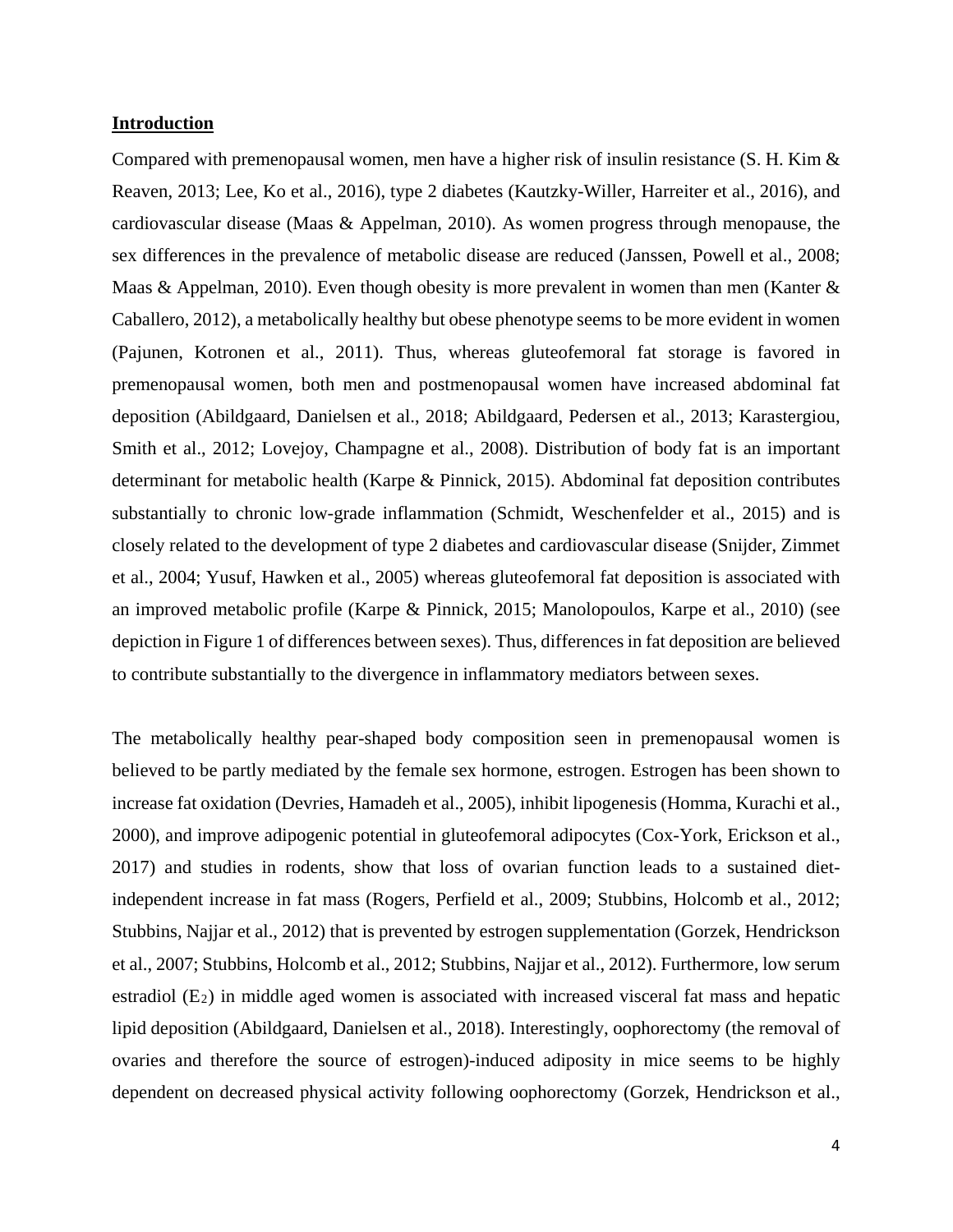## Introduction

Compared with premenopausal women, men have a higher risk of insulin resistance (S. H. Kim & Reaven, 2013; Lee, Ko et al., 2016), type 2 diabetes (Kautzky-Willer, Harreiter et al., 2016), and cardiovascular disease (Maas & Appelman, 2010). As women progress through menopause, the sex differences in the prevalence of metabolic disease are reduced (Janssen, Powell et al., 2008; Maas & Appelman, 2010). Even though obesity is more prevalent in women than men (Kanter & Caballero, 2012), a metabolically healthy but obese phenotype seems to be more evident in women (Pajunen, Kotronen et al., 2011). Thus, whereas gluteofemoral fat storage is favored in premenopausal women, both men and postmenopausal women have increased abdominal fat deposition (Abildgaard, Danielsen et al., 2018; Abildgaard, Pedersen et al., 2013; Karastergiou, Smith et al., 2012; Lovejoy, Champagne et al., 2008). Distribution of body fat is an important determinant for metabolic health (Karpe & Pinnick, 2015). Abdominal fat deposition contributes substantially to chronic low-grade inflammation (Schmidt, Weschenfelder et al., 2015) and is closely related to the development of type 2 diabetes and cardiovascular disease (Snijder, Zimmet et al., 2004; Yusuf, Hawken et al., 2005) whereas gluteofemoral fat deposition is associated with an improved metabolic profile (Karpe & Pinnick, 2015; Manolopoulos, Karpe et al., 2010) (see depiction in Figure 1 of differences between sexes). Thus, differences in fat deposition are believed to contribute substantially to the divergence in inflammatory mediators between sexes.

The metabolically healthy pear-shaped body composition seen in premenopausal women is believed to be partly mediated by the female sex hormone, estrogen. Estrogen has been shown to increase fat oxidation (Devries, Hamadeh et al., 2005), inhibit lipogenesis (Homma, Kurachi et al., 2000), and improve adipogenic potential in gluteofemoral adipocytes (Cox-York, Erickson et al., 2017) and studies in rodents, show that loss of ovarian function leads to a sustained diet-independent increase in fat mass (Rogers, Perfield et al., 2009; Stubbins, Holcomb et al., 2012; Stubbins, Najjar et al., 2012) that is prevented by estrogen supplementation (Gorzek, Hendrickson et al., 2007; Stubbins, Holcomb et al., 2012; Stubbins, Najjar et al., 2012). Furthermore, low serum estradiol ($E_2$) in middle aged women is associated with increased visceral fat mass and hepatic lipid deposition (Abildgaard, Danielsen et al., 2018). Interestingly, oophorectomy (the removal of ovaries and therefore the source of estrogen)-induced adiposity in mice seems to be highly dependent on decreased physical activity following oophorectomy (Gorzek, Hendrickson et al.,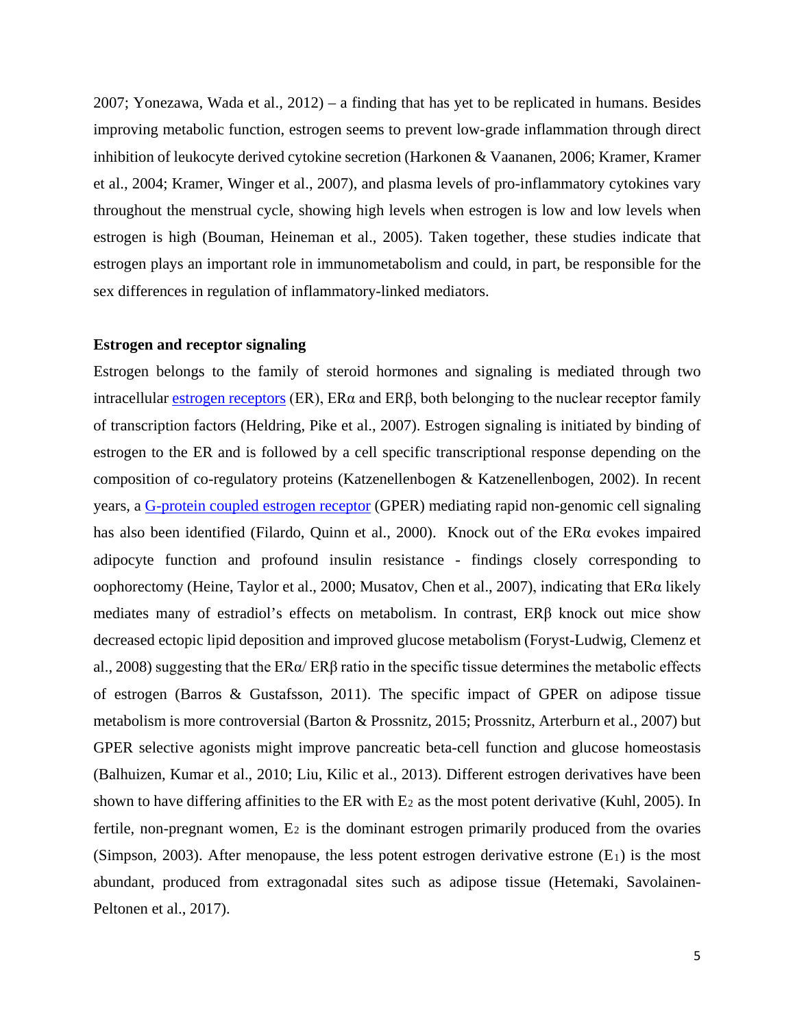2007; Yonezawa, Wada et al., 2012) – a finding that has yet to be replicated in humans. Besides improving metabolic function, estrogen seems to prevent low-grade inflammation through direct inhibition of leukocyte derived cytokine secretion (Harkonen & Vaananen, 2006; Kramer, Kramer et al., 2004; Kramer, Winger et al., 2007), and plasma levels of pro-inflammatory cytokines vary throughout the menstrual cycle, showing high levels when estrogen is low and low levels when estrogen is high (Bouman, Heineman et al., 2005). Taken together, these studies indicate that estrogen plays an important role in immunometabolism and could, in part, be responsible for the sex differences in regulation of inflammatory-linked mediators.

**Estrogen and receptor signaling**

Estrogen belongs to the family of steroid hormones and signaling is mediated through two intracellular estrogen receptors (ER), ERα and ERβ, both belonging to the nuclear receptor family of transcription factors (Heldring, Pike et al., 2007). Estrogen signaling is initiated by binding of estrogen to the ER and is followed by a cell specific transcriptional response depending on the composition of co-regulatory proteins (Katzenellenbogen & Katzenellenbogen, 2002). In recent years, a G-protein coupled estrogen receptor (GPER) mediating rapid non-genomic cell signaling has also been identified (Filardo, Quinn et al., 2000). Knock out of the ERα evokes impaired adipocyte function and profound insulin resistance - findings closely corresponding to oophorectomy (Heine, Taylor et al., 2000; Musatov, Chen et al., 2007), indicating that ERα likely mediates many of estradiol's effects on metabolism. In contrast, ERβ knock out mice show decreased ectopic lipid deposition and improved glucose metabolism (Foryst-Ludwig, Clemenz et al., 2008) suggesting that the ERα/ ERβ ratio in the specific tissue determines the metabolic effects of estrogen (Barros & Gustafsson, 2011). The specific impact of GPER on adipose tissue metabolism is more controversial (Barton & Prossnitz, 2015; Prossnitz, Arterburn et al., 2007) but GPER selective agonists might improve pancreatic beta-cell function and glucose homeostasis (Balhuizen, Kumar et al., 2010; Liu, Kilic et al., 2013). Different estrogen derivatives have been shown to have differing affinities to the ER with $E_2$ as the most potent derivative (Kuhl, 2005). In fertile, non-pregnant women, $E_2$ is the dominant estrogen primarily produced from the ovaries (Simpson, 2003). After menopause, the less potent estrogen derivative estrone ($E_1$) is the most abundant, produced from extragonadal sites such as adipose tissue (Hetemaki, Savolainen-Peltonen et al., 2017).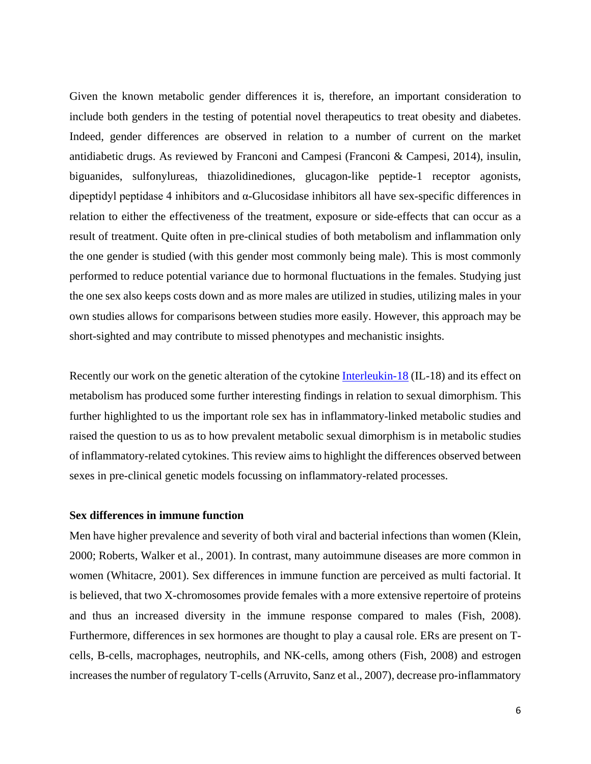Given the known metabolic gender differences it is, therefore, an important consideration to include both genders in the testing of potential novel therapeutics to treat obesity and diabetes. Indeed, gender differences are observed in relation to a number of current on the market antidiabetic drugs. As reviewed by Franconi and Campesi (Franconi & Campesi, 2014), insulin, biguanides, sulfonylureas, thiazolidinediones, glucagon-like peptide-1 receptor agonists, dipeptidyl peptidase 4 inhibitors and α-Glucosidase inhibitors all have sex-specific differences in relation to either the effectiveness of the treatment, exposure or side-effects that can occur as a result of treatment. Quite often in pre-clinical studies of both metabolism and inflammation only the one gender is studied (with this gender most commonly being male). This is most commonly performed to reduce potential variance due to hormonal fluctuations in the females. Studying just the one sex also keeps costs down and as more males are utilized in studies, utilizing males in your own studies allows for comparisons between studies more easily. However, this approach may be short-sighted and may contribute to missed phenotypes and mechanistic insights.

Recently our work on the genetic alteration of the cytokine Interleukin-18 (IL-18) and its effect on metabolism has produced some further interesting findings in relation to sexual dimorphism. This further highlighted to us the important role sex has in inflammatory-linked metabolic studies and raised the question to us as to how prevalent metabolic sexual dimorphism is in metabolic studies of inflammatory-related cytokines. This review aims to highlight the differences observed between sexes in pre-clinical genetic models focussing on inflammatory-related processes.

## Sex differences in immune function

Men have higher prevalence and severity of both viral and bacterial infections than women (Klein, 2000; Roberts, Walker et al., 2001). In contrast, many autoimmune diseases are more common in women (Whitacre, 2001). Sex differences in immune function are perceived as multi factorial. It is believed, that two X-chromosomes provide females with a more extensive repertoire of proteins and thus an increased diversity in the immune response compared to males (Fish, 2008). Furthermore, differences in sex hormones are thought to play a causal role. ERs are present on T-cells, B-cells, macrophages, neutrophils, and NK-cells, among others (Fish, 2008) and estrogen increases the number of regulatory T-cells (Arruvito, Sanz et al., 2007), decrease pro-inflammatory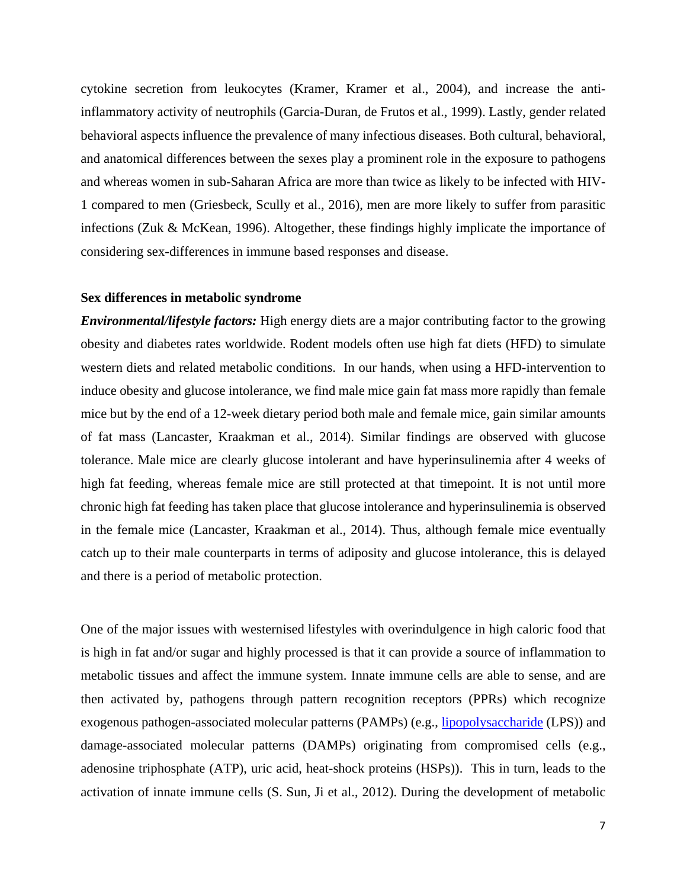cytokine secretion from leukocytes (Kramer, Kramer et al., 2004), and increase the anti-inflammatory activity of neutrophils (Garcia-Duran, de Frutos et al., 1999). Lastly, gender related behavioral aspects influence the prevalence of many infectious diseases. Both cultural, behavioral, and anatomical differences between the sexes play a prominent role in the exposure to pathogens and whereas women in sub-Saharan Africa are more than twice as likely to be infected with HIV-1 compared to men (Griesbeck, Scully et al., 2016), men are more likely to suffer from parasitic infections (Zuk & McKean, 1996). Altogether, these findings highly implicate the importance of considering sex-differences in immune based responses and disease.

**Sex differences in metabolic syndrome**

***Environmental/lifestyle factors:*** High energy diets are a major contributing factor to the growing obesity and diabetes rates worldwide. Rodent models often use high fat diets (HFD) to simulate western diets and related metabolic conditions. In our hands, when using a HFD-intervention to induce obesity and glucose intolerance, we find male mice gain fat mass more rapidly than female mice but by the end of a 12-week dietary period both male and female mice, gain similar amounts of fat mass (Lancaster, Kraakman et al., 2014). Similar findings are observed with glucose tolerance. Male mice are clearly glucose intolerant and have hyperinsulinemia after 4 weeks of high fat feeding, whereas female mice are still protected at that timepoint. It is not until more chronic high fat feeding has taken place that glucose intolerance and hyperinsulinemia is observed in the female mice (Lancaster, Kraakman et al., 2014). Thus, although female mice eventually catch up to their male counterparts in terms of adiposity and glucose intolerance, this is delayed and there is a period of metabolic protection.

One of the major issues with westernised lifestyles with overindulgence in high caloric food that is high in fat and/or sugar and highly processed is that it can provide a source of inflammation to metabolic tissues and affect the immune system. Innate immune cells are able to sense, and are then activated by, pathogens through pattern recognition receptors (PPRs) which recognize exogenous pathogen-associated molecular patterns (PAMPs) (e.g., lipopolysaccharide (LPS)) and damage-associated molecular patterns (DAMPs) originating from compromised cells (e.g., adenosine triphosphate (ATP), uric acid, heat-shock proteins (HSPs)). This in turn, leads to the activation of innate immune cells (S. Sun, Ji et al., 2012). During the development of metabolic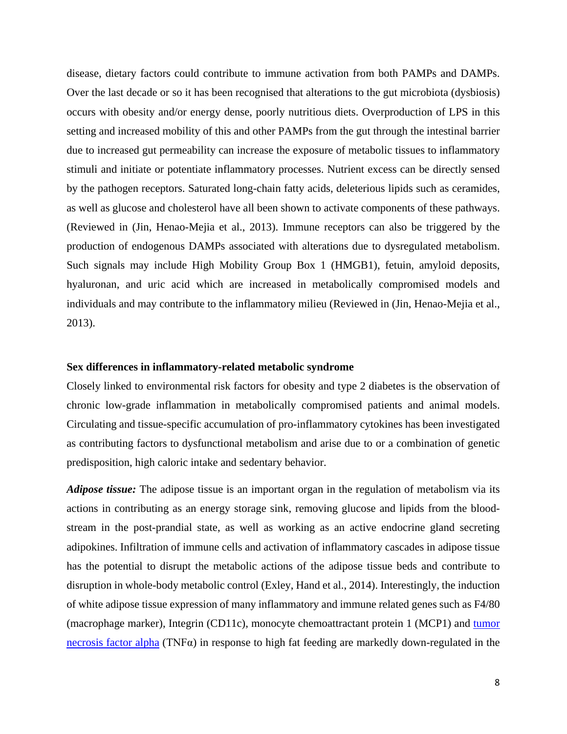disease, dietary factors could contribute to immune activation from both PAMPs and DAMPs. Over the last decade or so it has been recognised that alterations to the gut microbiota (dysbiosis) occurs with obesity and/or energy dense, poorly nutritious diets. Overproduction of LPS in this setting and increased mobility of this and other PAMPs from the gut through the intestinal barrier due to increased gut permeability can increase the exposure of metabolic tissues to inflammatory stimuli and initiate or potentiate inflammatory processes. Nutrient excess can be directly sensed by the pathogen receptors. Saturated long-chain fatty acids, deleterious lipids such as ceramides, as well as glucose and cholesterol have all been shown to activate components of these pathways. (Reviewed in (Jin, Henao-Mejia et al., 2013). Immune receptors can also be triggered by the production of endogenous DAMPs associated with alterations due to dysregulated metabolism. Such signals may include High Mobility Group Box 1 (HMGB1), fetuin, amyloid deposits, hyaluronan, and uric acid which are increased in metabolically compromised models and individuals and may contribute to the inflammatory milieu (Reviewed in (Jin, Henao-Mejia et al., 2013).

**Sex differences in inflammatory-related metabolic syndrome**

Closely linked to environmental risk factors for obesity and type 2 diabetes is the observation of chronic low-grade inflammation in metabolically compromised patients and animal models. Circulating and tissue-specific accumulation of pro-inflammatory cytokines has been investigated as contributing factors to dysfunctional metabolism and arise due to or a combination of genetic predisposition, high caloric intake and sedentary behavior.

***Adipose tissue:*** The adipose tissue is an important organ in the regulation of metabolism via its actions in contributing as an energy storage sink, removing glucose and lipids from the blood-stream in the post-prandial state, as well as working as an active endocrine gland secreting adipokines. Infiltration of immune cells and activation of inflammatory cascades in adipose tissue has the potential to disrupt the metabolic actions of the adipose tissue beds and contribute to disruption in whole-body metabolic control (Exley, Hand et al., 2014). Interestingly, the induction of white adipose tissue expression of many inflammatory and immune related genes such as F4/80 (macrophage marker), Integrin (CD11c), monocyte chemoattractant protein 1 (MCP1) and tumor necrosis factor alpha (TNFα) in response to high fat feeding are markedly down-regulated in the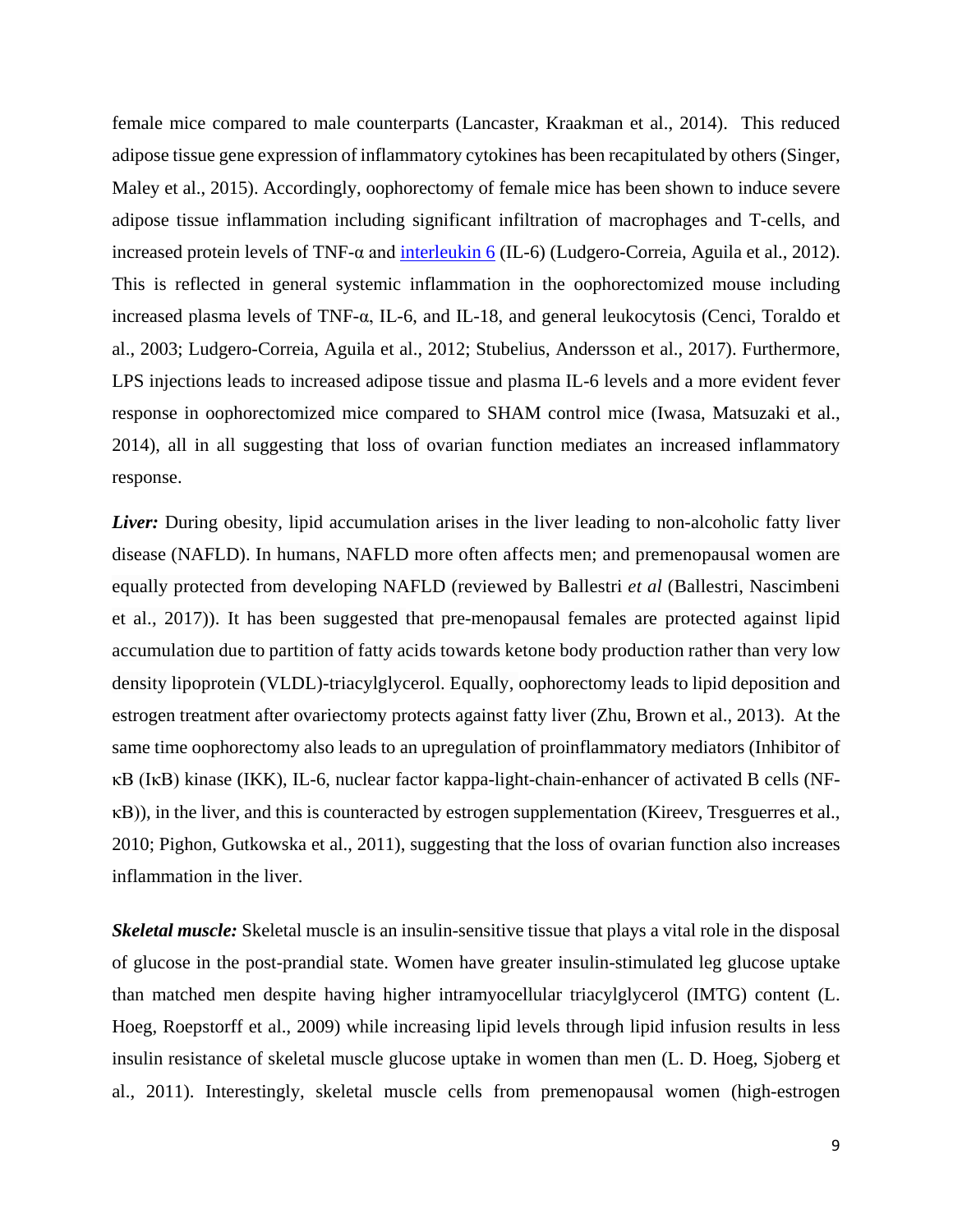female mice compared to male counterparts (Lancaster, Kraakman et al., 2014). This reduced adipose tissue gene expression of inflammatory cytokines has been recapitulated by others (Singer, Maley et al., 2015). Accordingly, oophorectomy of female mice has been shown to induce severe adipose tissue inflammation including significant infiltration of macrophages and T-cells, and increased protein levels of TNF-α and interleukin 6 (IL-6) (Ludgero-Correia, Aguila et al., 2012). This is reflected in general systemic inflammation in the oophorectomized mouse including increased plasma levels of TNF-α, IL-6, and IL-18, and general leukocytosis (Cenci, Toraldo et al., 2003; Ludgero-Correia, Aguila et al., 2012; Stubelius, Andersson et al., 2017). Furthermore, LPS injections leads to increased adipose tissue and plasma IL-6 levels and a more evident fever response in oophorectomized mice compared to SHAM control mice (Iwasa, Matsuzaki et al., 2014), all in all suggesting that loss of ovarian function mediates an increased inflammatory response.

***Liver:*** During obesity, lipid accumulation arises in the liver leading to non-alcoholic fatty liver disease (NAFLD). In humans, NAFLD more often affects men; and premenopausal women are equally protected from developing NAFLD (reviewed by Ballestri *et al* (Ballestri, Nascimbeni et al., 2017)). It has been suggested that pre-menopausal females are protected against lipid accumulation due to partition of fatty acids towards ketone body production rather than very low density lipoprotein (VLDL)-triacylglycerol. Equally, oophorectomy leads to lipid deposition and estrogen treatment after ovariectomy protects against fatty liver (Zhu, Brown et al., 2013). At the same time oophorectomy also leads to an upregulation of proinflammatory mediators (Inhibitor of κB (IκB) kinase (IKK), IL-6, nuclear factor kappa-light-chain-enhancer of activated B cells (NF-κB)), in the liver, and this is counteracted by estrogen supplementation (Kireev, Tresguerres et al., 2010; Pighon, Gutkowska et al., 2011), suggesting that the loss of ovarian function also increases inflammation in the liver.

***Skeletal muscle:*** Skeletal muscle is an insulin-sensitive tissue that plays a vital role in the disposal of glucose in the post-prandial state. Women have greater insulin-stimulated leg glucose uptake than matched men despite having higher intramyocellular triacylglycerol (IMTG) content (L. Hoeg, Roepstorff et al., 2009) while increasing lipid levels through lipid infusion results in less insulin resistance of skeletal muscle glucose uptake in women than men (L. D. Hoeg, Sjoberg et al., 2011). Interestingly, skeletal muscle cells from premenopausal women (high-estrogen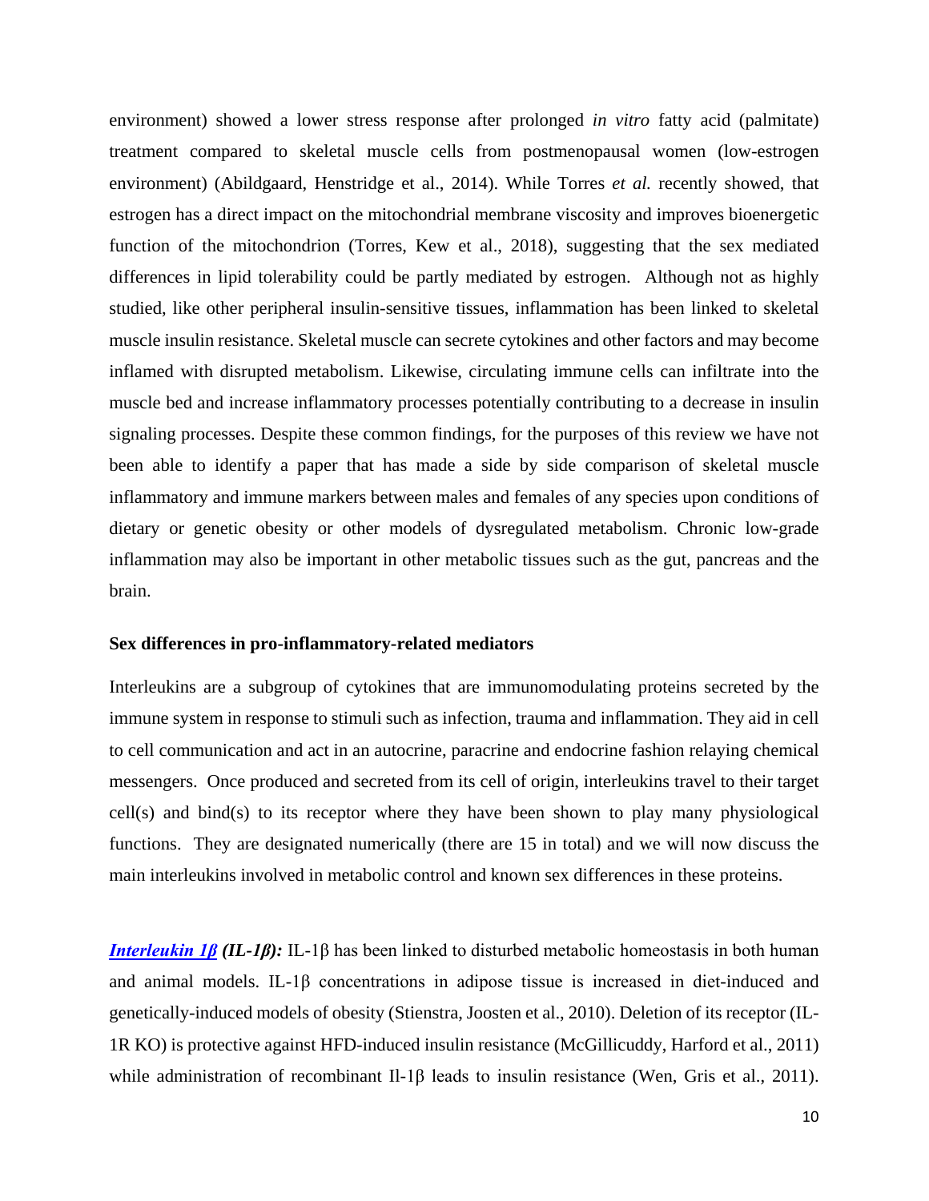environment) showed a lower stress response after prolonged *in vitro* fatty acid (palmitate) treatment compared to skeletal muscle cells from postmenopausal women (low-estrogen environment) (Abildgaard, Henstridge et al., 2014). While Torres *et al.* recently showed, that estrogen has a direct impact on the mitochondrial membrane viscosity and improves bioenergetic function of the mitochondrion (Torres, Kew et al., 2018), suggesting that the sex mediated differences in lipid tolerability could be partly mediated by estrogen. Although not as highly studied, like other peripheral insulin-sensitive tissues, inflammation has been linked to skeletal muscle insulin resistance. Skeletal muscle can secrete cytokines and other factors and may become inflamed with disrupted metabolism. Likewise, circulating immune cells can infiltrate into the muscle bed and increase inflammatory processes potentially contributing to a decrease in insulin signaling processes. Despite these common findings, for the purposes of this review we have not been able to identify a paper that has made a side by side comparison of skeletal muscle inflammatory and immune markers between males and females of any species upon conditions of dietary or genetic obesity or other models of dysregulated metabolism. Chronic low-grade inflammation may also be important in other metabolic tissues such as the gut, pancreas and the brain.

**Sex differences in pro-inflammatory-related mediators**

Interleukins are a subgroup of cytokines that are immunomodulating proteins secreted by the immune system in response to stimuli such as infection, trauma and inflammation. They aid in cell to cell communication and act in an autocrine, paracrine and endocrine fashion relaying chemical messengers. Once produced and secreted from its cell of origin, interleukins travel to their target cell(s) and bind(s) to its receptor where they have been shown to play many physiological functions. They are designated numerically (there are 15 in total) and we will now discuss the main interleukins involved in metabolic control and known sex differences in these proteins.

***Interleukin 1β (IL-1β):*** IL-1β has been linked to disturbed metabolic homeostasis in both human and animal models. IL-1β concentrations in adipose tissue is increased in diet-induced and genetically-induced models of obesity (Stienstra, Joosten et al., 2010). Deletion of its receptor (IL-1R KO) is protective against HFD-induced insulin resistance (McGillicuddy, Harford et al., 2011) while administration of recombinant Il-1β leads to insulin resistance (Wen, Gris et al., 2011).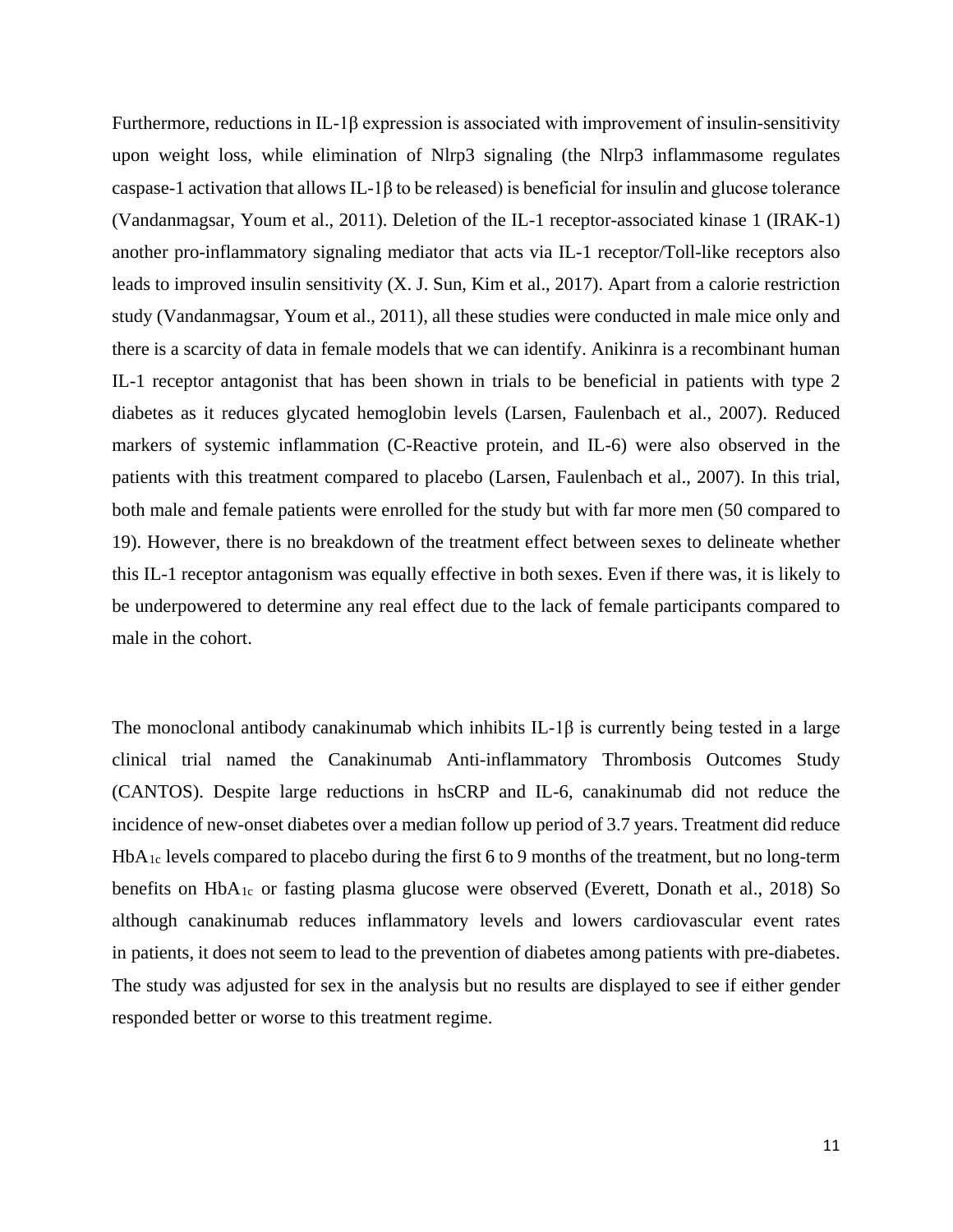Furthermore, reductions in IL-1β expression is associated with improvement of insulin-sensitivity upon weight loss, while elimination of Nlrp3 signaling (the Nlrp3 inflammasome regulates caspase-1 activation that allows IL-1β to be released) is beneficial for insulin and glucose tolerance (Vandanmagsar, Youm et al., 2011). Deletion of the IL-1 receptor-associated kinase 1 (IRAK-1) another pro-inflammatory signaling mediator that acts via IL-1 receptor/Toll-like receptors also leads to improved insulin sensitivity (X. J. Sun, Kim et al., 2017). Apart from a calorie restriction study (Vandanmagsar, Youm et al., 2011), all these studies were conducted in male mice only and there is a scarcity of data in female models that we can identify. Anikinra is a recombinant human IL-1 receptor antagonist that has been shown in trials to be beneficial in patients with type 2 diabetes as it reduces glycated hemoglobin levels (Larsen, Faulenbach et al., 2007). Reduced markers of systemic inflammation (C-Reactive protein, and IL-6) were also observed in the patients with this treatment compared to placebo (Larsen, Faulenbach et al., 2007). In this trial, both male and female patients were enrolled for the study but with far more men (50 compared to 19). However, there is no breakdown of the treatment effect between sexes to delineate whether this IL-1 receptor antagonism was equally effective in both sexes. Even if there was, it is likely to be underpowered to determine any real effect due to the lack of female participants compared to male in the cohort.

The monoclonal antibody canakinumab which inhibits IL-1β is currently being tested in a large clinical trial named the Canakinumab Anti-inflammatory Thrombosis Outcomes Study (CANTOS). Despite large reductions in hsCRP and IL-6, canakinumab did not reduce the incidence of new-onset diabetes over a median follow up period of 3.7 years. Treatment did reduce $HbA_{1c}$ levels compared to placebo during the first 6 to 9 months of the treatment, but no long-term benefits on $HbA_{1c}$ or fasting plasma glucose were observed (Everett, Donath et al., 2018) So although canakinumab reduces inflammatory levels and lowers cardiovascular event rates in patients, it does not seem to lead to the prevention of diabetes among patients with pre-diabetes. The study was adjusted for sex in the analysis but no results are displayed to see if either gender responded better or worse to this treatment regime.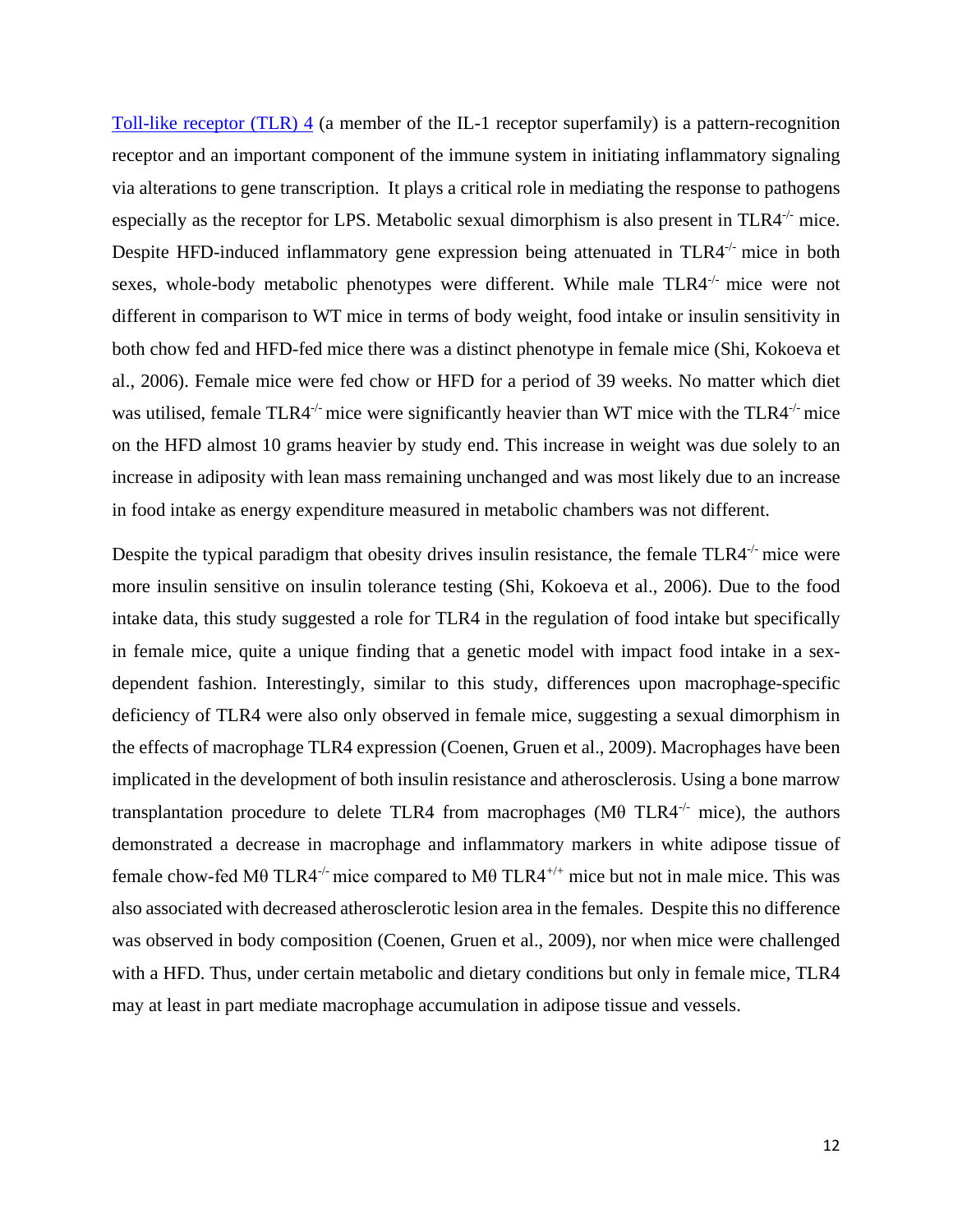Toll-like receptor (TLR) 4 (a member of the IL-1 receptor superfamily) is a pattern-recognition receptor and an important component of the immune system in initiating inflammatory signaling via alterations to gene transcription. It plays a critical role in mediating the response to pathogens especially as the receptor for LPS. Metabolic sexual dimorphism is also present in TLR4$^{-/-}$ mice. Despite HFD-induced inflammatory gene expression being attenuated in TLR4$^{-/-}$ mice in both sexes, whole-body metabolic phenotypes were different. While male TLR4$^{-/-}$ mice were not different in comparison to WT mice in terms of body weight, food intake or insulin sensitivity in both chow fed and HFD-fed mice there was a distinct phenotype in female mice (Shi, Kokoeva et al., 2006). Female mice were fed chow or HFD for a period of 39 weeks. No matter which diet was utilised, female TLR4$^{-/-}$ mice were significantly heavier than WT mice with the TLR4$^{-/-}$ mice on the HFD almost 10 grams heavier by study end. This increase in weight was due solely to an increase in adiposity with lean mass remaining unchanged and was most likely due to an increase in food intake as energy expenditure measured in metabolic chambers was not different.

Despite the typical paradigm that obesity drives insulin resistance, the female TLR4$^{-/-}$ mice were more insulin sensitive on insulin tolerance testing (Shi, Kokoeva et al., 2006). Due to the food intake data, this study suggested a role for TLR4 in the regulation of food intake but specifically in female mice, quite a unique finding that a genetic model with impact food intake in a sex-dependent fashion. Interestingly, similar to this study, differences upon macrophage-specific deficiency of TLR4 were also only observed in female mice, suggesting a sexual dimorphism in the effects of macrophage TLR4 expression (Coenen, Gruen et al., 2009). Macrophages have been implicated in the development of both insulin resistance and atherosclerosis. Using a bone marrow transplantation procedure to delete TLR4 from macrophages (Mθ TLR4$^{-/-}$ mice), the authors demonstrated a decrease in macrophage and inflammatory markers in white adipose tissue of female chow-fed Mθ TLR4$^{-/-}$ mice compared to Mθ TLR4$^{+/+}$ mice but not in male mice. This was also associated with decreased atherosclerotic lesion area in the females. Despite this no difference was observed in body composition (Coenen, Gruen et al., 2009), nor when mice were challenged with a HFD. Thus, under certain metabolic and dietary conditions but only in female mice, TLR4 may at least in part mediate macrophage accumulation in adipose tissue and vessels.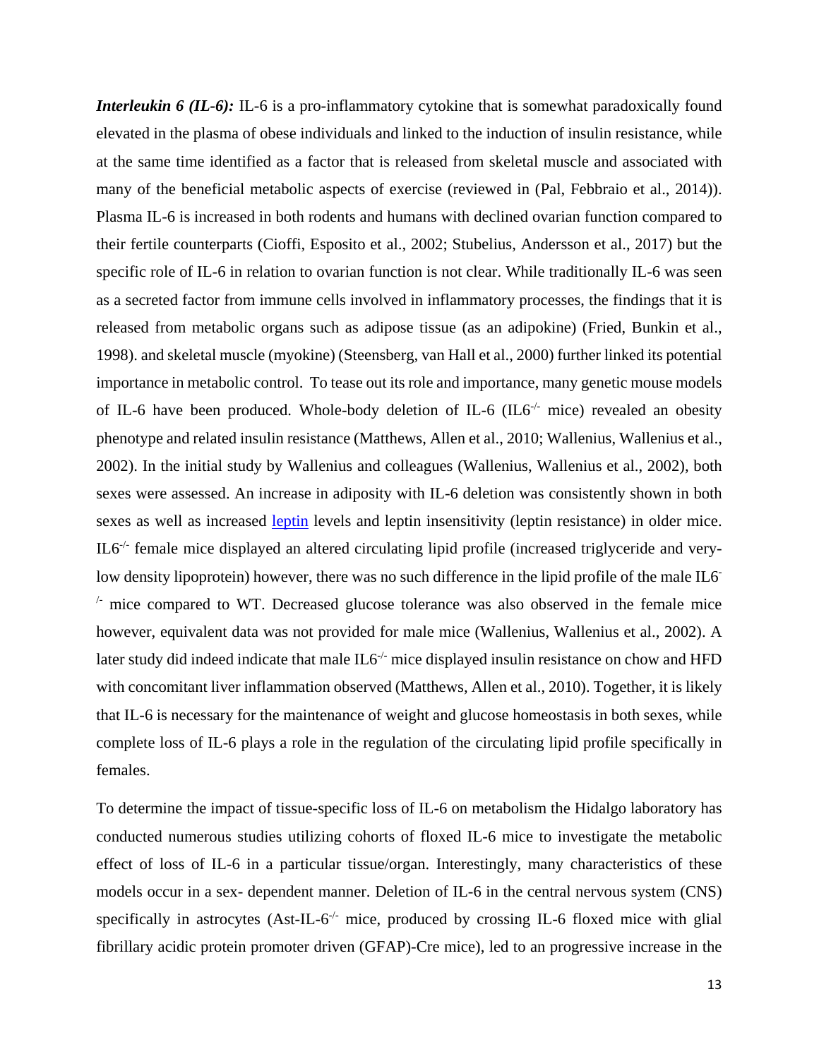***Interleukin 6 (IL-6):*** IL-6 is a pro-inflammatory cytokine that is somewhat paradoxically found elevated in the plasma of obese individuals and linked to the induction of insulin resistance, while at the same time identified as a factor that is released from skeletal muscle and associated with many of the beneficial metabolic aspects of exercise (reviewed in (Pal, Febbraio et al., 2014)). Plasma IL-6 is increased in both rodents and humans with declined ovarian function compared to their fertile counterparts (Cioffi, Esposito et al., 2002; Stubelius, Andersson et al., 2017) but the specific role of IL-6 in relation to ovarian function is not clear. While traditionally IL-6 was seen as a secreted factor from immune cells involved in inflammatory processes, the findings that it is released from metabolic organs such as adipose tissue (as an adipokine) (Fried, Bunkin et al., 1998). and skeletal muscle (myokine) (Steensberg, van Hall et al., 2000) further linked its potential importance in metabolic control. To tease out its role and importance, many genetic mouse models of IL-6 have been produced. Whole-body deletion of IL-6 (IL6$^{-/-}$ mice) revealed an obesity phenotype and related insulin resistance (Matthews, Allen et al., 2010; Wallenius, Wallenius et al., 2002). In the initial study by Wallenius and colleagues (Wallenius, Wallenius et al., 2002), both sexes were assessed. An increase in adiposity with IL-6 deletion was consistently shown in both sexes as well as increased leptin levels and leptin insensitivity (leptin resistance) in older mice. IL6$^{-/-}$ female mice displayed an altered circulating lipid profile (increased triglyceride and very-low density lipoprotein) however, there was no such difference in the lipid profile of the male IL6$^{-/-}$ mice compared to WT. Decreased glucose tolerance was also observed in the female mice however, equivalent data was not provided for male mice (Wallenius, Wallenius et al., 2002). A later study did indeed indicate that male IL6$^{-/-}$ mice displayed insulin resistance on chow and HFD with concomitant liver inflammation observed (Matthews, Allen et al., 2010). Together, it is likely that IL-6 is necessary for the maintenance of weight and glucose homeostasis in both sexes, while complete loss of IL-6 plays a role in the regulation of the circulating lipid profile specifically in females.

To determine the impact of tissue-specific loss of IL-6 on metabolism the Hidalgo laboratory has conducted numerous studies utilizing cohorts of floxed IL-6 mice to investigate the metabolic effect of loss of IL-6 in a particular tissue/organ. Interestingly, many characteristics of these models occur in a sex- dependent manner. Deletion of IL-6 in the central nervous system (CNS) specifically in astrocytes (Ast-IL-6$^{-/-}$ mice, produced by crossing IL-6 floxed mice with glial fibrillary acidic protein promoter driven (GFAP)-Cre mice), led to an progressive increase in the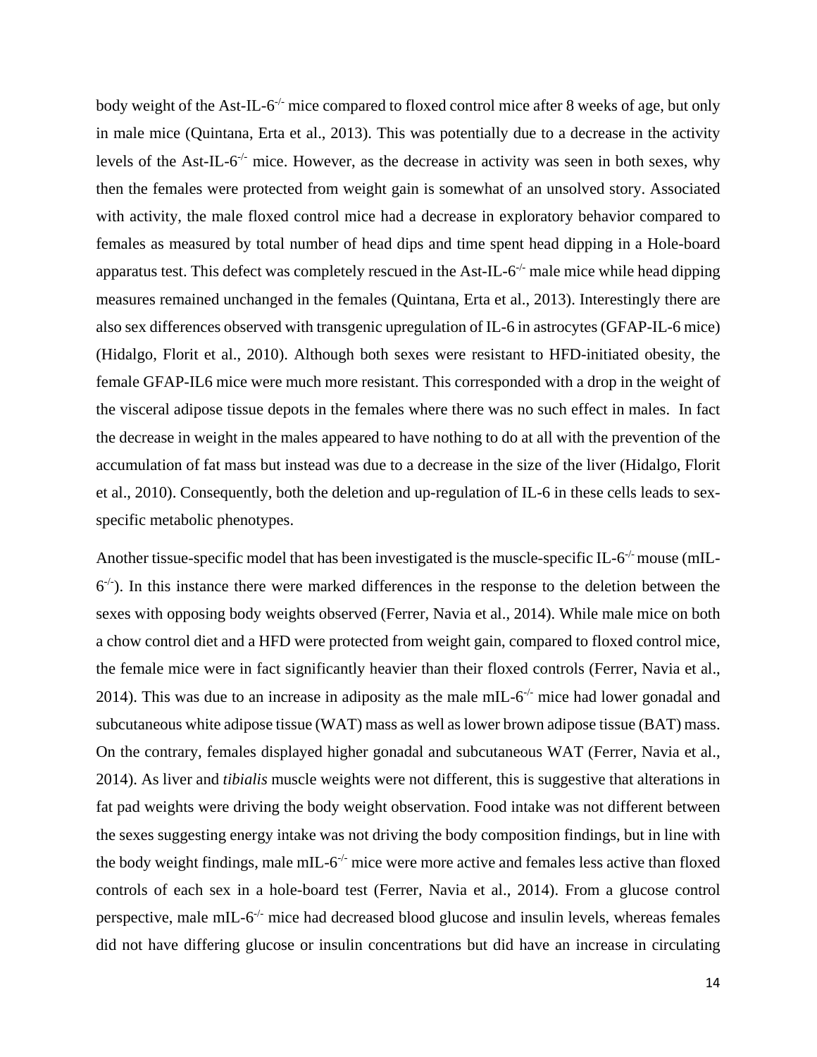body weight of the Ast-IL-6$^{-/-}$ mice compared to floxed control mice after 8 weeks of age, but only in male mice (Quintana, Erta et al., 2013). This was potentially due to a decrease in the activity levels of the Ast-IL-6$^{-/-}$ mice. However, as the decrease in activity was seen in both sexes, why then the females were protected from weight gain is somewhat of an unsolved story. Associated with activity, the male floxed control mice had a decrease in exploratory behavior compared to females as measured by total number of head dips and time spent head dipping in a Hole-board apparatus test. This defect was completely rescued in the Ast-IL-6$^{-/-}$ male mice while head dipping measures remained unchanged in the females (Quintana, Erta et al., 2013). Interestingly there are also sex differences observed with transgenic upregulation of IL-6 in astrocytes (GFAP-IL-6 mice) (Hidalgo, Florit et al., 2010). Although both sexes were resistant to HFD-initiated obesity, the female GFAP-IL6 mice were much more resistant. This corresponded with a drop in the weight of the visceral adipose tissue depots in the females where there was no such effect in males. In fact the decrease in weight in the males appeared to have nothing to do at all with the prevention of the accumulation of fat mass but instead was due to a decrease in the size of the liver (Hidalgo, Florit et al., 2010). Consequently, both the deletion and up-regulation of IL-6 in these cells leads to sex-specific metabolic phenotypes.

Another tissue-specific model that has been investigated is the muscle-specific IL-6$^{-/-}$ mouse (mIL-6$^{-/-}$). In this instance there were marked differences in the response to the deletion between the sexes with opposing body weights observed (Ferrer, Navia et al., 2014). While male mice on both a chow control diet and a HFD were protected from weight gain, compared to floxed control mice, the female mice were in fact significantly heavier than their floxed controls (Ferrer, Navia et al., 2014). This was due to an increase in adiposity as the male mIL-6$^{-/-}$ mice had lower gonadal and subcutaneous white adipose tissue (WAT) mass as well as lower brown adipose tissue (BAT) mass. On the contrary, females displayed higher gonadal and subcutaneous WAT (Ferrer, Navia et al., 2014). As liver and *tibialis* muscle weights were not different, this is suggestive that alterations in fat pad weights were driving the body weight observation. Food intake was not different between the sexes suggesting energy intake was not driving the body composition findings, but in line with the body weight findings, male mIL-6$^{-/-}$ mice were more active and females less active than floxed controls of each sex in a hole-board test (Ferrer, Navia et al., 2014). From a glucose control perspective, male mIL-6$^{-/-}$ mice had decreased blood glucose and insulin levels, whereas females did not have differing glucose or insulin concentrations but did have an increase in circulating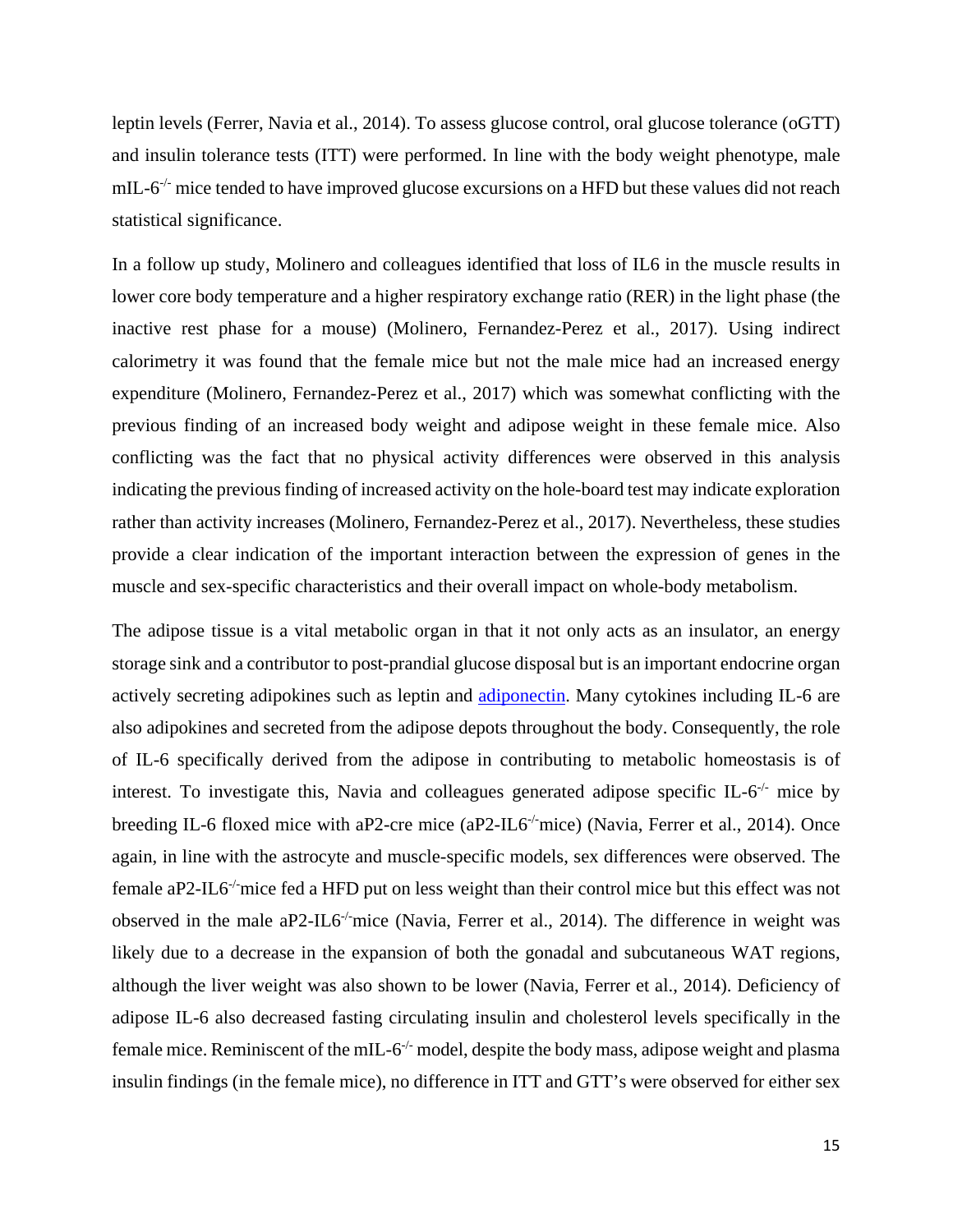leptin levels (Ferrer, Navia et al., 2014). To assess glucose control, oral glucose tolerance (oGTT) and insulin tolerance tests (ITT) were performed. In line with the body weight phenotype, male mIL-6$^{-/-}$ mice tended to have improved glucose excursions on a HFD but these values did not reach statistical significance.

In a follow up study, Molinero and colleagues identified that loss of IL6 in the muscle results in lower core body temperature and a higher respiratory exchange ratio (RER) in the light phase (the inactive rest phase for a mouse) (Molinero, Fernandez-Perez et al., 2017). Using indirect calorimetry it was found that the female mice but not the male mice had an increased energy expenditure (Molinero, Fernandez-Perez et al., 2017) which was somewhat conflicting with the previous finding of an increased body weight and adipose weight in these female mice. Also conflicting was the fact that no physical activity differences were observed in this analysis indicating the previous finding of increased activity on the hole-board test may indicate exploration rather than activity increases (Molinero, Fernandez-Perez et al., 2017). Nevertheless, these studies provide a clear indication of the important interaction between the expression of genes in the muscle and sex-specific characteristics and their overall impact on whole-body metabolism.

The adipose tissue is a vital metabolic organ in that it not only acts as an insulator, an energy storage sink and a contributor to post-prandial glucose disposal but is an important endocrine organ actively secreting adipokines such as leptin and adiponectin. Many cytokines including IL-6 are also adipokines and secreted from the adipose depots throughout the body. Consequently, the role of IL-6 specifically derived from the adipose in contributing to metabolic homeostasis is of interest. To investigate this, Navia and colleagues generated adipose specific IL-6$^{-/-}$ mice by breeding IL-6 floxed mice with aP2-cre mice (aP2-IL6$^{-/-}$mice) (Navia, Ferrer et al., 2014). Once again, in line with the astrocyte and muscle-specific models, sex differences were observed. The female aP2-IL6$^{-/-}$mice fed a HFD put on less weight than their control mice but this effect was not observed in the male aP2-IL6$^{-/-}$mice (Navia, Ferrer et al., 2014). The difference in weight was likely due to a decrease in the expansion of both the gonadal and subcutaneous WAT regions, although the liver weight was also shown to be lower (Navia, Ferrer et al., 2014). Deficiency of adipose IL-6 also decreased fasting circulating insulin and cholesterol levels specifically in the female mice. Reminiscent of the mIL-6$^{-/-}$ model, despite the body mass, adipose weight and plasma insulin findings (in the female mice), no difference in ITT and GTT's were observed for either sex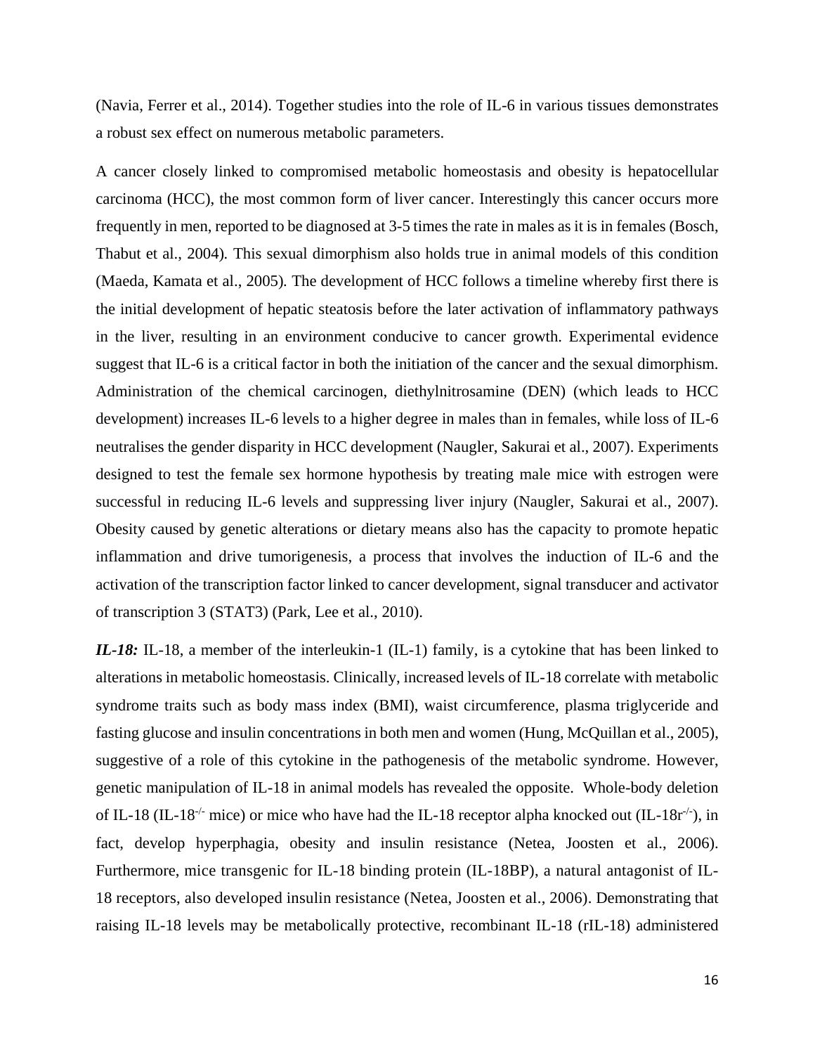(Navia, Ferrer et al., 2014). Together studies into the role of IL-6 in various tissues demonstrates a robust sex effect on numerous metabolic parameters.

A cancer closely linked to compromised metabolic homeostasis and obesity is hepatocellular carcinoma (HCC), the most common form of liver cancer. Interestingly this cancer occurs more frequently in men, reported to be diagnosed at 3-5 times the rate in males as it is in females (Bosch, Thabut et al., 2004). This sexual dimorphism also holds true in animal models of this condition (Maeda, Kamata et al., 2005). The development of HCC follows a timeline whereby first there is the initial development of hepatic steatosis before the later activation of inflammatory pathways in the liver, resulting in an environment conducive to cancer growth. Experimental evidence suggest that IL-6 is a critical factor in both the initiation of the cancer and the sexual dimorphism. Administration of the chemical carcinogen, diethylnitrosamine (DEN) (which leads to HCC development) increases IL-6 levels to a higher degree in males than in females, while loss of IL-6 neutralises the gender disparity in HCC development (Naugler, Sakurai et al., 2007). Experiments designed to test the female sex hormone hypothesis by treating male mice with estrogen were successful in reducing IL-6 levels and suppressing liver injury (Naugler, Sakurai et al., 2007). Obesity caused by genetic alterations or dietary means also has the capacity to promote hepatic inflammation and drive tumorigenesis, a process that involves the induction of IL-6 and the activation of the transcription factor linked to cancer development, signal transducer and activator of transcription 3 (STAT3) (Park, Lee et al., 2010).

***IL-18:*** IL-18, a member of the interleukin-1 (IL-1) family, is a cytokine that has been linked to alterations in metabolic homeostasis. Clinically, increased levels of IL-18 correlate with metabolic syndrome traits such as body mass index (BMI), waist circumference, plasma triglyceride and fasting glucose and insulin concentrations in both men and women (Hung, McQuillan et al., 2005), suggestive of a role of this cytokine in the pathogenesis of the metabolic syndrome. However, genetic manipulation of IL-18 in animal models has revealed the opposite. Whole-body deletion of IL-18 (IL-18$^{-/-}$ mice) or mice who have had the IL-18 receptor alpha knocked out (IL-18r$^{-/-}$), in fact, develop hyperphagia, obesity and insulin resistance (Netea, Joosten et al., 2006). Furthermore, mice transgenic for IL-18 binding protein (IL-18BP), a natural antagonist of IL-18 receptors, also developed insulin resistance (Netea, Joosten et al., 2006). Demonstrating that raising IL-18 levels may be metabolically protective, recombinant IL-18 (rIL-18) administered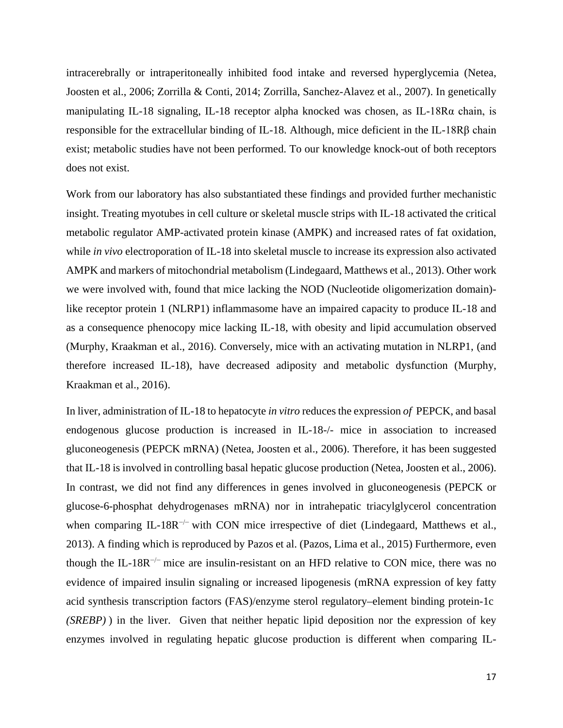intracerebrally or intraperitoneally inhibited food intake and reversed hyperglycemia (Netea, Joosten et al., 2006; Zorrilla & Conti, 2014; Zorrilla, Sanchez-Alavez et al., 2007). In genetically manipulating IL-18 signaling, IL-18 receptor alpha knocked was chosen, as IL-18Rα chain, is responsible for the extracellular binding of IL-18. Although, mice deficient in the IL-18Rβ chain exist; metabolic studies have not been performed. To our knowledge knock-out of both receptors does not exist.

Work from our laboratory has also substantiated these findings and provided further mechanistic insight. Treating myotubes in cell culture or skeletal muscle strips with IL-18 activated the critical metabolic regulator AMP-activated protein kinase (AMPK) and increased rates of fat oxidation, while *in vivo* electroporation of IL-18 into skeletal muscle to increase its expression also activated AMPK and markers of mitochondrial metabolism (Lindegaard, Matthews et al., 2013). Other work we were involved with, found that mice lacking the NOD (Nucleotide oligomerization domain)-like receptor protein 1 (NLRP1) inflammasome have an impaired capacity to produce IL-18 and as a consequence phenocopy mice lacking IL-18, with obesity and lipid accumulation observed (Murphy, Kraakman et al., 2016). Conversely, mice with an activating mutation in NLRP1, (and therefore increased IL-18), have decreased adiposity and metabolic dysfunction (Murphy, Kraakman et al., 2016).

In liver, administration of IL-18 to hepatocyte *in vitro* reduces the expression *of* PEPCK, and basal endogenous glucose production is increased in IL-18-/- mice in association to increased gluconeogenesis (PEPCK mRNA) (Netea, Joosten et al., 2006). Therefore, it has been suggested that IL-18 is involved in controlling basal hepatic glucose production (Netea, Joosten et al., 2006). In contrast, we did not find any differences in genes involved in gluconeogenesis (PEPCK or glucose-6-phosphat dehydrogenases mRNA) nor in intrahepatic triacylglycerol concentration when comparing IL-18R$^{-/-}$ with CON mice irrespective of diet (Lindegaard, Matthews et al., 2013). A finding which is reproduced by Pazos et al. (Pazos, Lima et al., 2015) Furthermore, even though the IL-18R$^{-/-}$ mice are insulin-resistant on an HFD relative to CON mice, there was no evidence of impaired insulin signaling or increased lipogenesis (mRNA expression of key fatty acid synthesis transcription factors (FAS)/enzyme sterol regulatory–element binding protein-1c *(SREBP)* ) in the liver. Given that neither hepatic lipid deposition nor the expression of key enzymes involved in regulating hepatic glucose production is different when comparing IL-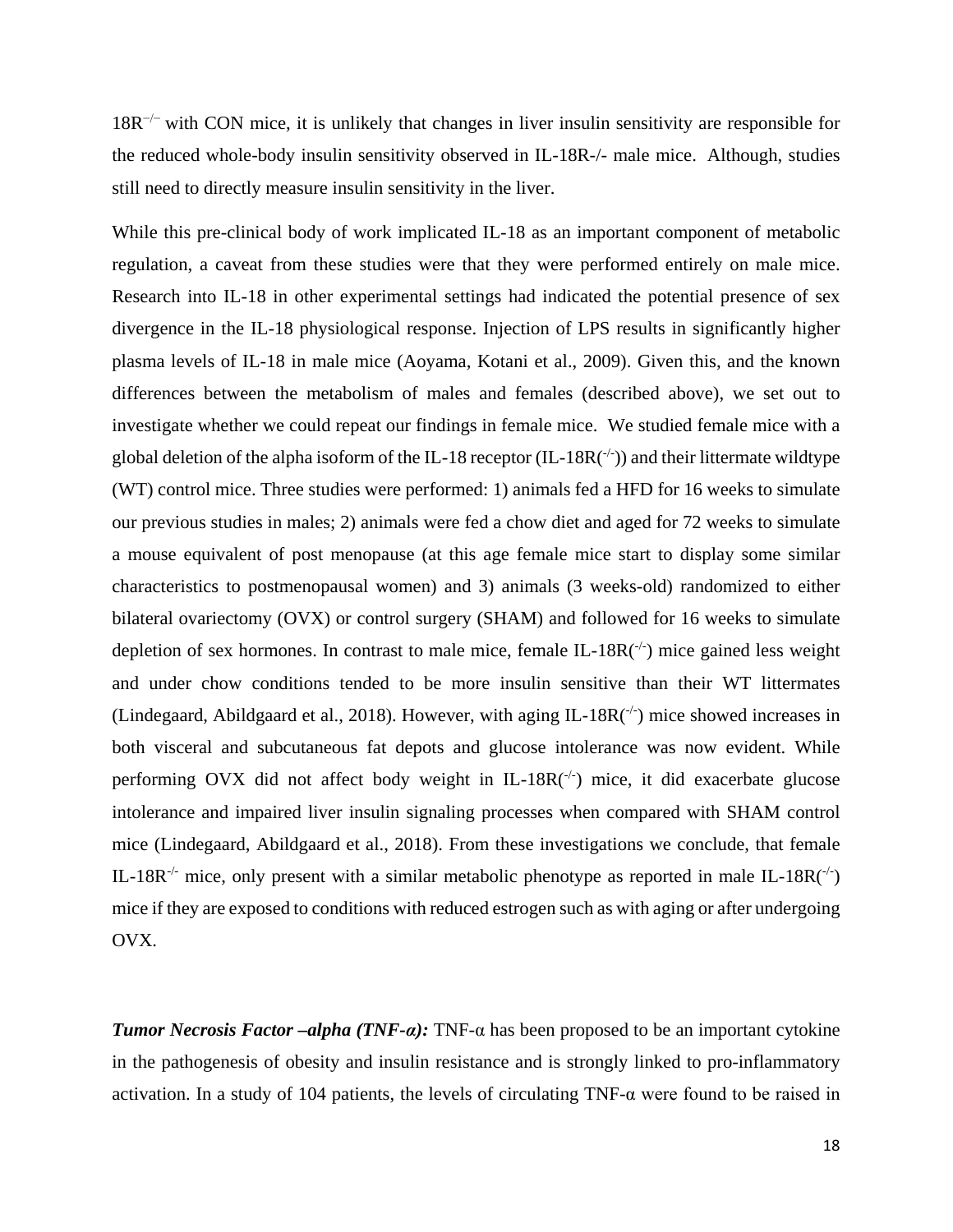$18R^{-/-}$ with CON mice, it is unlikely that changes in liver insulin sensitivity are responsible for the reduced whole-body insulin sensitivity observed in IL-18R-/- male mice. Although, studies still need to directly measure insulin sensitivity in the liver.

While this pre-clinical body of work implicated IL-18 as an important component of metabolic regulation, a caveat from these studies were that they were performed entirely on male mice. Research into IL-18 in other experimental settings had indicated the potential presence of sex divergence in the IL-18 physiological response. Injection of LPS results in significantly higher plasma levels of IL-18 in male mice (Aoyama, Kotani et al., 2009). Given this, and the known differences between the metabolism of males and females (described above), we set out to investigate whether we could repeat our findings in female mice. We studied female mice with a global deletion of the alpha isoform of the IL-18 receptor (IL-18R$^{(-/-)}$) and their littermate wildtype (WT) control mice. Three studies were performed: 1) animals fed a HFD for 16 weeks to simulate our previous studies in males; 2) animals were fed a chow diet and aged for 72 weeks to simulate a mouse equivalent of post menopause (at this age female mice start to display some similar characteristics to postmenopausal women) and 3) animals (3 weeks-old) randomized to either bilateral ovariectomy (OVX) or control surgery (SHAM) and followed for 16 weeks to simulate depletion of sex hormones. In contrast to male mice, female IL-18R$^{(-/-)}$ mice gained less weight and under chow conditions tended to be more insulin sensitive than their WT littermates (Lindegaard, Abildgaard et al., 2018). However, with aging IL-18R$^{(-/-)}$ mice showed increases in both visceral and subcutaneous fat depots and glucose intolerance was now evident. While performing OVX did not affect body weight in IL-18R$^{(-/-)}$ mice, it did exacerbate glucose intolerance and impaired liver insulin signaling processes when compared with SHAM control mice (Lindegaard, Abildgaard et al., 2018). From these investigations we conclude, that female IL-18R$^{-/-}$ mice, only present with a similar metabolic phenotype as reported in male IL-18R$^{(-/-)}$ mice if they are exposed to conditions with reduced estrogen such as with aging or after undergoing OVX.

***Tumor Necrosis Factor –alpha (TNF-α):*** TNF-α has been proposed to be an important cytokine in the pathogenesis of obesity and insulin resistance and is strongly linked to pro-inflammatory activation. In a study of 104 patients, the levels of circulating TNF-α were found to be raised in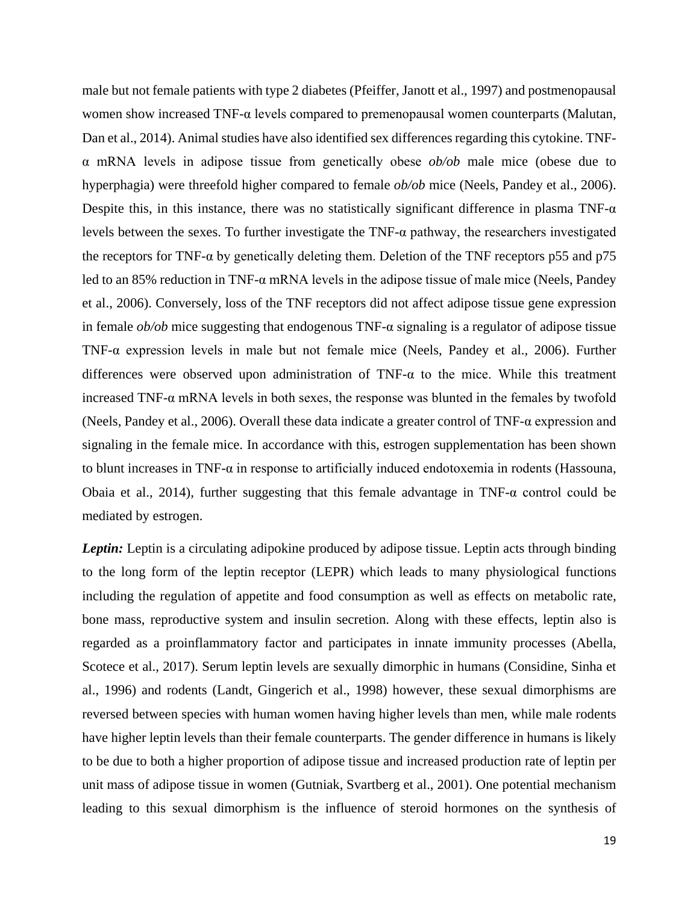male but not female patients with type 2 diabetes (Pfeiffer, Janott et al., 1997) and postmenopausal women show increased TNF-α levels compared to premenopausal women counterparts (Malutan, Dan et al., 2014). Animal studies have also identified sex differences regarding this cytokine. TNF-α mRNA levels in adipose tissue from genetically obese *ob/ob* male mice (obese due to hyperphagia) were threefold higher compared to female *ob/ob* mice (Neels, Pandey et al., 2006). Despite this, in this instance, there was no statistically significant difference in plasma TNF-α levels between the sexes. To further investigate the TNF-α pathway, the researchers investigated the receptors for TNF-α by genetically deleting them. Deletion of the TNF receptors p55 and p75 led to an 85% reduction in TNF-α mRNA levels in the adipose tissue of male mice (Neels, Pandey et al., 2006). Conversely, loss of the TNF receptors did not affect adipose tissue gene expression in female *ob/ob* mice suggesting that endogenous TNF-α signaling is a regulator of adipose tissue TNF-α expression levels in male but not female mice (Neels, Pandey et al., 2006). Further differences were observed upon administration of TNF-α to the mice. While this treatment increased TNF-α mRNA levels in both sexes, the response was blunted in the females by twofold (Neels, Pandey et al., 2006). Overall these data indicate a greater control of TNF-α expression and signaling in the female mice. In accordance with this, estrogen supplementation has been shown to blunt increases in TNF-α in response to artificially induced endotoxemia in rodents (Hassouna, Obaia et al., 2014), further suggesting that this female advantage in TNF-α control could be mediated by estrogen.

***Leptin:*** Leptin is a circulating adipokine produced by adipose tissue. Leptin acts through binding to the long form of the leptin receptor (LEPR) which leads to many physiological functions including the regulation of appetite and food consumption as well as effects on metabolic rate, bone mass, reproductive system and insulin secretion. Along with these effects, leptin also is regarded as a proinflammatory factor and participates in innate immunity processes (Abella, Scotece et al., 2017). Serum leptin levels are sexually dimorphic in humans (Considine, Sinha et al., 1996) and rodents (Landt, Gingerich et al., 1998) however, these sexual dimorphisms are reversed between species with human women having higher levels than men, while male rodents have higher leptin levels than their female counterparts. The gender difference in humans is likely to be due to both a higher proportion of adipose tissue and increased production rate of leptin per unit mass of adipose tissue in women (Gutniak, Svartberg et al., 2001). One potential mechanism leading to this sexual dimorphism is the influence of steroid hormones on the synthesis of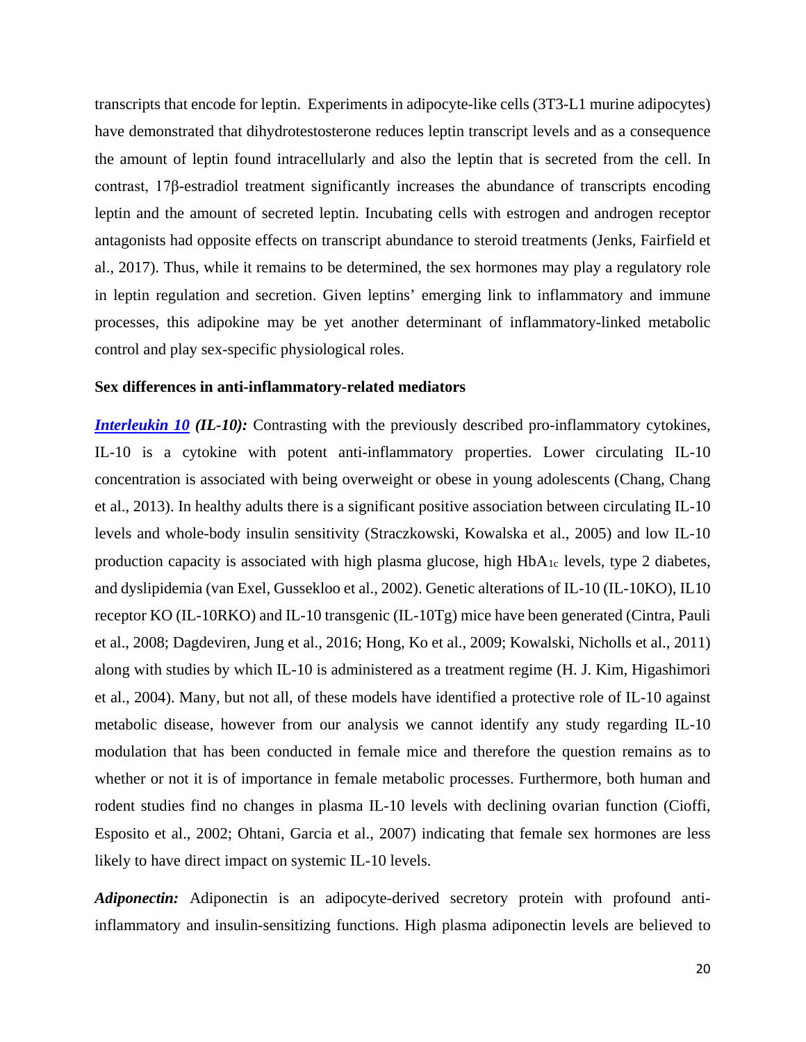transcripts that encode for leptin. Experiments in adipocyte-like cells (3T3-L1 murine adipocytes) have demonstrated that dihydrotestosterone reduces leptin transcript levels and as a consequence the amount of leptin found intracellularly and also the leptin that is secreted from the cell. In contrast, 17β-estradiol treatment significantly increases the abundance of transcripts encoding leptin and the amount of secreted leptin. Incubating cells with estrogen and androgen receptor antagonists had opposite effects on transcript abundance to steroid treatments (Jenks, Fairfield et al., 2017). Thus, while it remains to be determined, the sex hormones may play a regulatory role in leptin regulation and secretion. Given leptins' emerging link to inflammatory and immune processes, this adipokine may be yet another determinant of inflammatory-linked metabolic control and play sex-specific physiological roles.

**Sex differences in anti-inflammatory-related mediators**

***Interleukin 10* (IL-10):** Contrasting with the previously described pro-inflammatory cytokines, IL-10 is a cytokine with potent anti-inflammatory properties. Lower circulating IL-10 concentration is associated with being overweight or obese in young adolescents (Chang, Chang et al., 2013). In healthy adults there is a significant positive association between circulating IL-10 levels and whole-body insulin sensitivity (Straczkowski, Kowalska et al., 2005) and low IL-10 production capacity is associated with high plasma glucose, high $HbA_{1c}$ levels, type 2 diabetes, and dyslipidemia (van Exel, Gussekloo et al., 2002). Genetic alterations of IL-10 (IL-10KO), IL10 receptor KO (IL-10RKO) and IL-10 transgenic (IL-10Tg) mice have been generated (Cintra, Pauli et al., 2008; Dagdeviren, Jung et al., 2016; Hong, Ko et al., 2009; Kowalski, Nicholls et al., 2011) along with studies by which IL-10 is administered as a treatment regime (H. J. Kim, Higashimori et al., 2004). Many, but not all, of these models have identified a protective role of IL-10 against metabolic disease, however from our analysis we cannot identify any study regarding IL-10 modulation that has been conducted in female mice and therefore the question remains as to whether or not it is of importance in female metabolic processes. Furthermore, both human and rodent studies find no changes in plasma IL-10 levels with declining ovarian function (Cioffi, Esposito et al., 2002; Ohtani, Garcia et al., 2007) indicating that female sex hormones are less likely to have direct impact on systemic IL-10 levels.

***Adiponectin:*** Adiponectin is an adipocyte-derived secretory protein with profound anti-inflammatory and insulin-sensitizing functions. High plasma adiponectin levels are believed to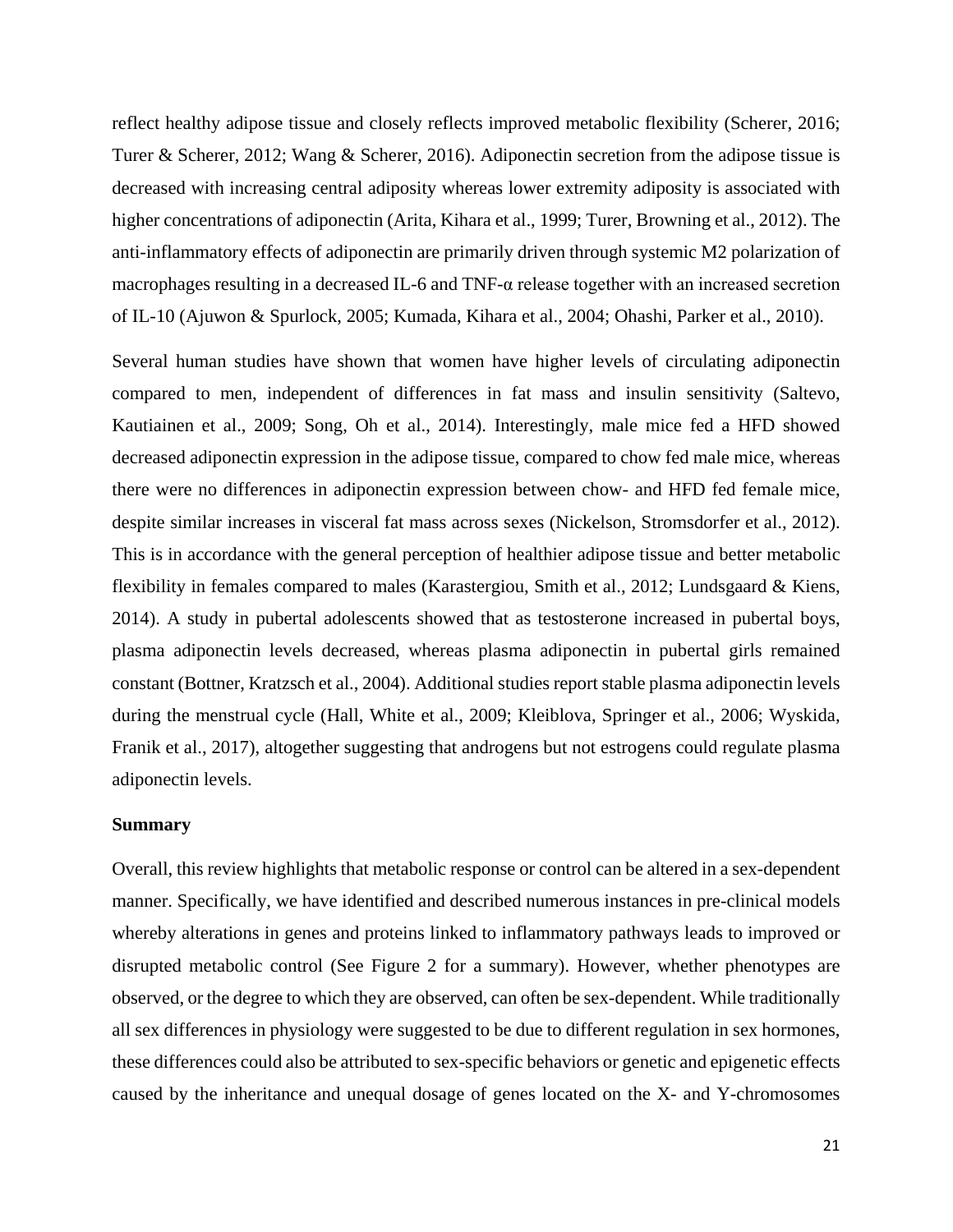reflect healthy adipose tissue and closely reflects improved metabolic flexibility (Scherer, 2016; Turer & Scherer, 2012; Wang & Scherer, 2016). Adiponectin secretion from the adipose tissue is decreased with increasing central adiposity whereas lower extremity adiposity is associated with higher concentrations of adiponectin (Arita, Kihara et al., 1999; Turer, Browning et al., 2012). The anti-inflammatory effects of adiponectin are primarily driven through systemic M2 polarization of macrophages resulting in a decreased IL-6 and TNF-α release together with an increased secretion of IL-10 (Ajuwon & Spurlock, 2005; Kumada, Kihara et al., 2004; Ohashi, Parker et al., 2010).

Several human studies have shown that women have higher levels of circulating adiponectin compared to men, independent of differences in fat mass and insulin sensitivity (Saltevo, Kautiainen et al., 2009; Song, Oh et al., 2014). Interestingly, male mice fed a HFD showed decreased adiponectin expression in the adipose tissue, compared to chow fed male mice, whereas there were no differences in adiponectin expression between chow- and HFD fed female mice, despite similar increases in visceral fat mass across sexes (Nickelson, Stromsdorfer et al., 2012). This is in accordance with the general perception of healthier adipose tissue and better metabolic flexibility in females compared to males (Karastergiou, Smith et al., 2012; Lundsgaard & Kiens, 2014). A study in pubertal adolescents showed that as testosterone increased in pubertal boys, plasma adiponectin levels decreased, whereas plasma adiponectin in pubertal girls remained constant (Bottner, Kratzsch et al., 2004). Additional studies report stable plasma adiponectin levels during the menstrual cycle (Hall, White et al., 2009; Kleiblova, Springer et al., 2006; Wyskida, Franik et al., 2017), altogether suggesting that androgens but not estrogens could regulate plasma adiponectin levels.

**Summary**

Overall, this review highlights that metabolic response or control can be altered in a sex-dependent manner. Specifically, we have identified and described numerous instances in pre-clinical models whereby alterations in genes and proteins linked to inflammatory pathways leads to improved or disrupted metabolic control (See Figure 2 for a summary). However, whether phenotypes are observed, or the degree to which they are observed, can often be sex-dependent. While traditionally all sex differences in physiology were suggested to be due to different regulation in sex hormones, these differences could also be attributed to sex-specific behaviors or genetic and epigenetic effects caused by the inheritance and unequal dosage of genes located on the X- and Y-chromosomes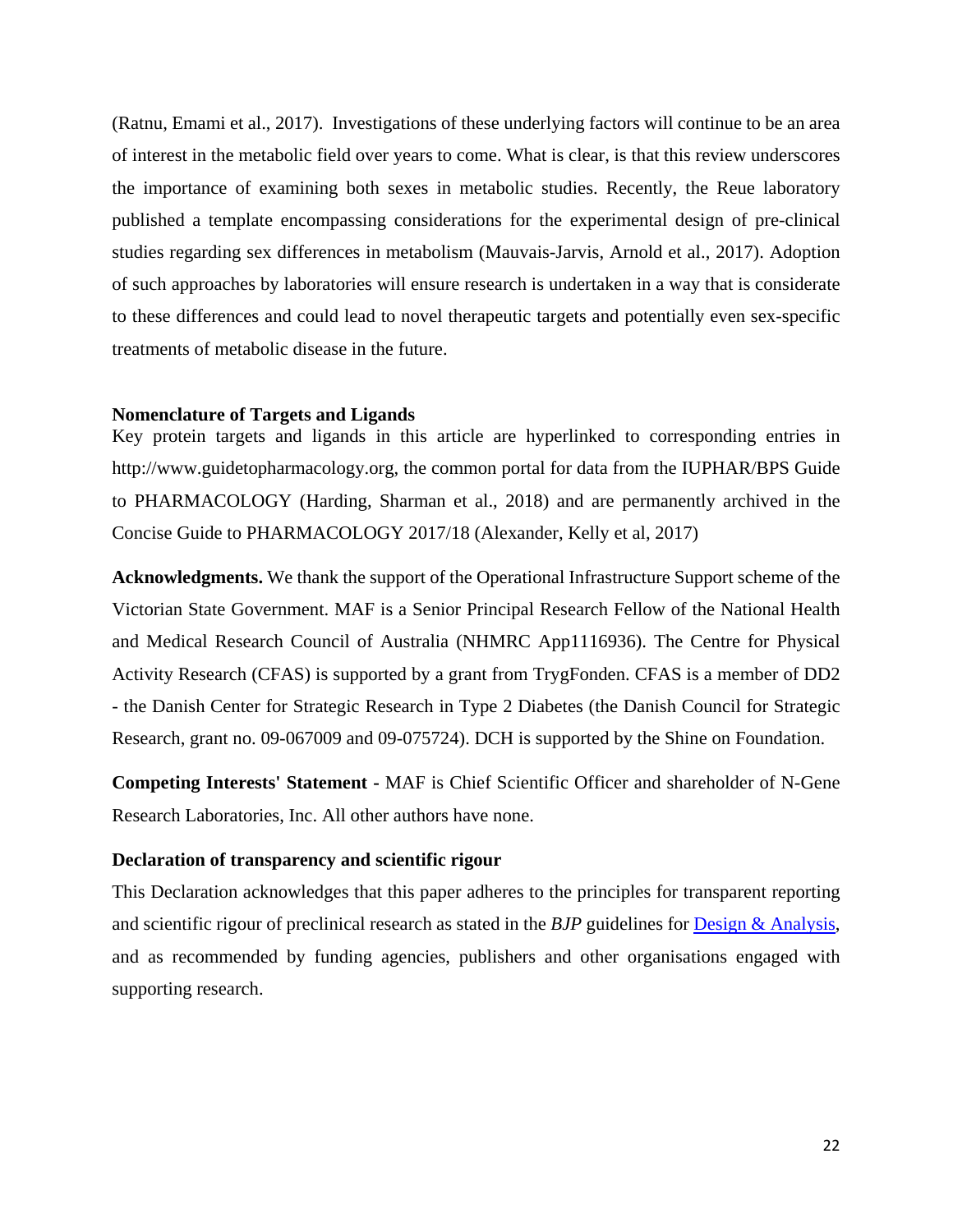(Ratnu, Emami et al., 2017). Investigations of these underlying factors will continue to be an area of interest in the metabolic field over years to come. What is clear, is that this review underscores the importance of examining both sexes in metabolic studies. Recently, the Reue laboratory published a template encompassing considerations for the experimental design of pre-clinical studies regarding sex differences in metabolism (Mauvais-Jarvis, Arnold et al., 2017). Adoption of such approaches by laboratories will ensure research is undertaken in a way that is considerate to these differences and could lead to novel therapeutic targets and potentially even sex-specific treatments of metabolic disease in the future.

**Nomenclature of Targets and Ligands**

Key protein targets and ligands in this article are hyperlinked to corresponding entries in http://www.guidetopharmacology.org, the common portal for data from the IUPHAR/BPS Guide to PHARMACOLOGY (Harding, Sharman et al., 2018) and are permanently archived in the Concise Guide to PHARMACOLOGY 2017/18 (Alexander, Kelly et al, 2017)

**Acknowledgments.** We thank the support of the Operational Infrastructure Support scheme of the Victorian State Government. MAF is a Senior Principal Research Fellow of the National Health and Medical Research Council of Australia (NHMRC App1116936). The Centre for Physical Activity Research (CFAS) is supported by a grant from TrygFonden. CFAS is a member of DD2 - the Danish Center for Strategic Research in Type 2 Diabetes (the Danish Council for Strategic Research, grant no. 09-067009 and 09-075724). DCH is supported by the Shine on Foundation.

**Competing Interests' Statement -** MAF is Chief Scientific Officer and shareholder of N-Gene Research Laboratories, Inc. All other authors have none.

**Declaration of transparency and scientific rigour**

This Declaration acknowledges that this paper adheres to the principles for transparent reporting and scientific rigour of preclinical research as stated in the *BJP* guidelines for Design & Analysis, and as recommended by funding agencies, publishers and other organisations engaged with supporting research.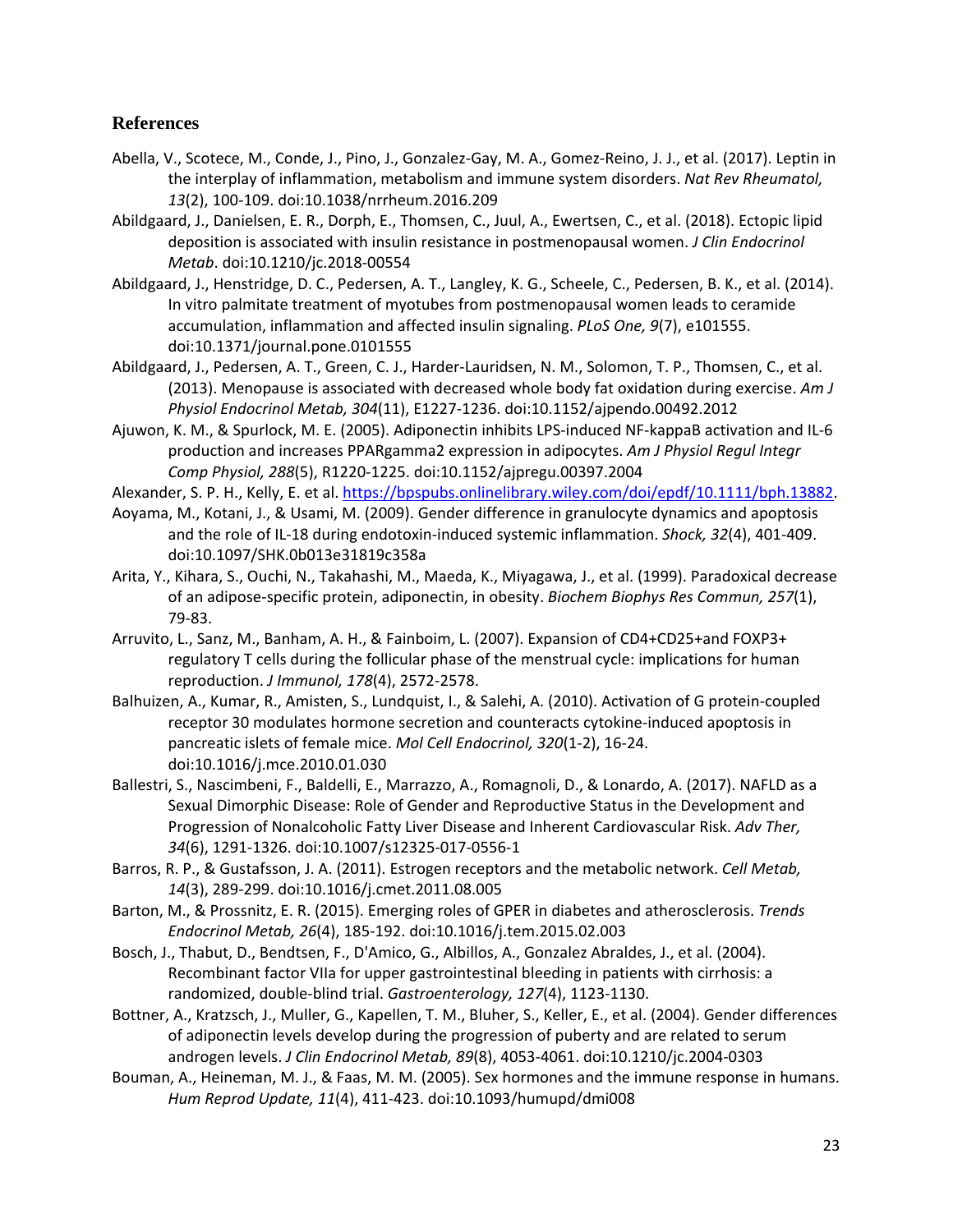## References

Abella, V., Scotece, M., Conde, J., Pino, J., Gonzalez-Gay, M. A., Gomez-Reino, J. J., et al. (2017). Leptin in the interplay of inflammation, metabolism and immune system disorders. *Nat Rev Rheumatol, 13*(2), 100-109. doi:10.1038/nrrheum.2016.209

Abildgaard, J., Danielsen, E. R., Dorph, E., Thomsen, C., Juul, A., Ewertsen, C., et al. (2018). Ectopic lipid deposition is associated with insulin resistance in postmenopausal women. *J Clin Endocrinol Metab*. doi:10.1210/jc.2018-00554

Abildgaard, J., Henstridge, D. C., Pedersen, A. T., Langley, K. G., Scheele, C., Pedersen, B. K., et al. (2014). In vitro palmitate treatment of myotubes from postmenopausal women leads to ceramide accumulation, inflammation and affected insulin signaling. *PLoS One, 9*(7), e101555. doi:10.1371/journal.pone.0101555

Abildgaard, J., Pedersen, A. T., Green, C. J., Harder-Lauridsen, N. M., Solomon, T. P., Thomsen, C., et al. (2013). Menopause is associated with decreased whole body fat oxidation during exercise. *Am J Physiol Endocrinol Metab, 304*(11), E1227-1236. doi:10.1152/ajpendo.00492.2012

Ajuwon, K. M., & Spurlock, M. E. (2005). Adiponectin inhibits LPS-induced NF-kappaB activation and IL-6 production and increases PPARgamma2 expression in adipocytes. *Am J Physiol Regul Integr Comp Physiol, 288*(5), R1220-1225. doi:10.1152/ajpregu.00397.2004

Alexander, S. P. H., Kelly, E. et al. https://bpspubs.onlinelibrary.wiley.com/doi/epdf/10.1111/bph.13882.

Aoyama, M., Kotani, J., & Usami, M. (2009). Gender difference in granulocyte dynamics and apoptosis and the role of IL-18 during endotoxin-induced systemic inflammation. *Shock, 32*(4), 401-409. doi:10.1097/SHK.0b013e31819c358a

Arita, Y., Kihara, S., Ouchi, N., Takahashi, M., Maeda, K., Miyagawa, J., et al. (1999). Paradoxical decrease of an adipose-specific protein, adiponectin, in obesity. *Biochem Biophys Res Commun, 257*(1), 79-83.

Arruvito, L., Sanz, M., Banham, A. H., & Fainboim, L. (2007). Expansion of CD4+CD25+and FOXP3+ regulatory T cells during the follicular phase of the menstrual cycle: implications for human reproduction. *J Immunol, 178*(4), 2572-2578.

Balhuizen, A., Kumar, R., Amisten, S., Lundquist, I., & Salehi, A. (2010). Activation of G protein-coupled receptor 30 modulates hormone secretion and counteracts cytokine-induced apoptosis in pancreatic islets of female mice. *Mol Cell Endocrinol, 320*(1-2), 16-24. doi:10.1016/j.mce.2010.01.030

Ballestri, S., Nascimbeni, F., Baldelli, E., Marrazzo, A., Romagnoli, D., & Lonardo, A. (2017). NAFLD as a Sexual Dimorphic Disease: Role of Gender and Reproductive Status in the Development and Progression of Nonalcoholic Fatty Liver Disease and Inherent Cardiovascular Risk. *Adv Ther, 34*(6), 1291-1326. doi:10.1007/s12325-017-0556-1

Barros, R. P., & Gustafsson, J. A. (2011). Estrogen receptors and the metabolic network. *Cell Metab, 14*(3), 289-299. doi:10.1016/j.cmet.2011.08.005

Barton, M., & Prossnitz, E. R. (2015). Emerging roles of GPER in diabetes and atherosclerosis. *Trends Endocrinol Metab, 26*(4), 185-192. doi:10.1016/j.tem.2015.02.003

Bosch, J., Thabut, D., Bendtsen, F., D'Amico, G., Albillos, A., Gonzalez Abraldes, J., et al. (2004). Recombinant factor VIIa for upper gastrointestinal bleeding in patients with cirrhosis: a randomized, double-blind trial. *Gastroenterology, 127*(4), 1123-1130.

Bottner, A., Kratzsch, J., Muller, G., Kapellen, T. M., Bluher, S., Keller, E., et al. (2004). Gender differences of adiponectin levels develop during the progression of puberty and are related to serum androgen levels. *J Clin Endocrinol Metab, 89*(8), 4053-4061. doi:10.1210/jc.2004-0303

Bouman, A., Heineman, M. J., & Faas, M. M. (2005). Sex hormones and the immune response in humans. *Hum Reprod Update, 11*(4), 411-423. doi:10.1093/humupd/dmi008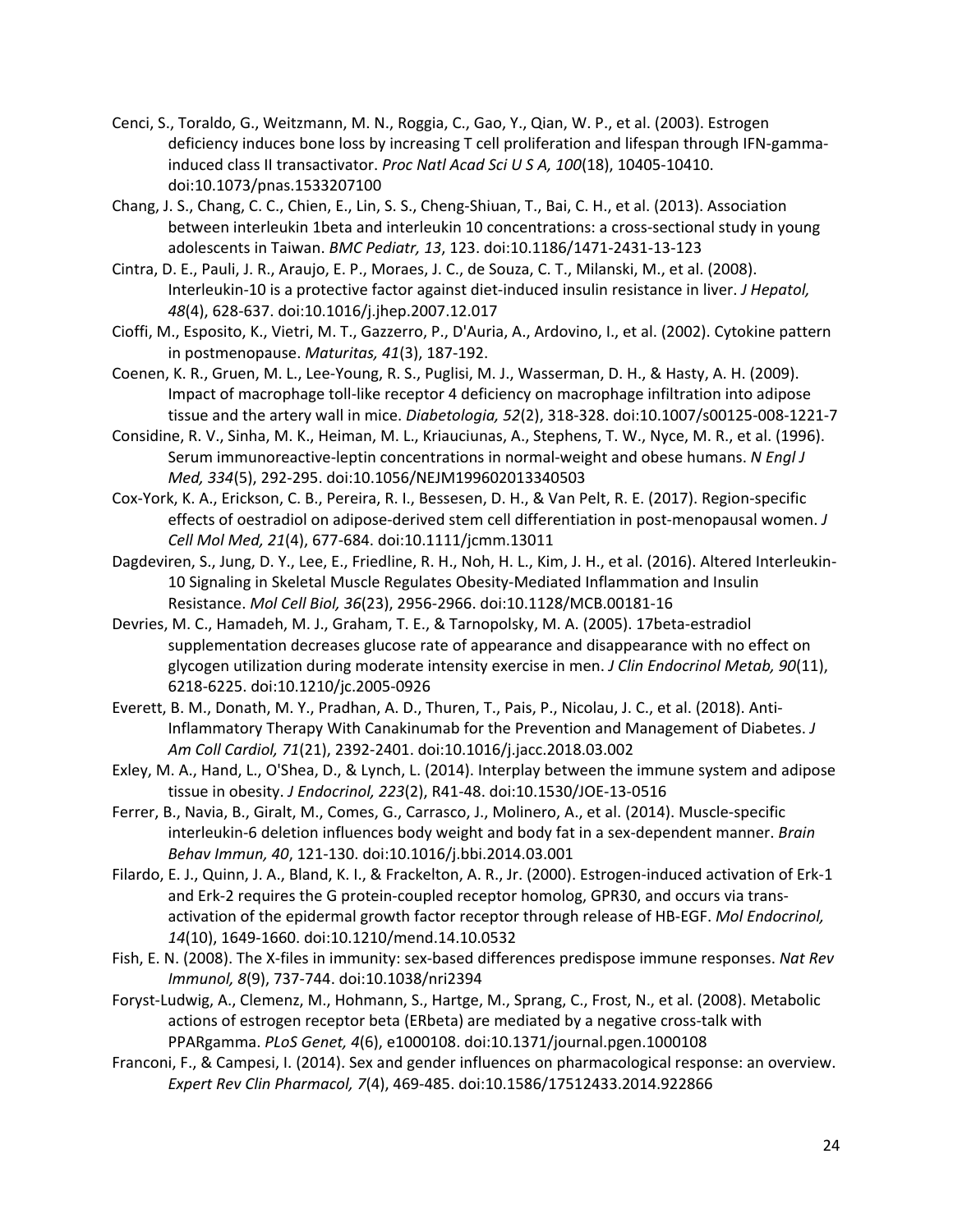Cenci, S., Toraldo, G., Weitzmann, M. N., Roggia, C., Gao, Y., Qian, W. P., et al. (2003). Estrogen deficiency induces bone loss by increasing T cell proliferation and lifespan through IFN-gamma-induced class II transactivator. *Proc Natl Acad Sci U S A, 100*(18), 10405-10410. doi:10.1073/pnas.1533207100

Chang, J. S., Chang, C. C., Chien, E., Lin, S. S., Cheng-Shiuan, T., Bai, C. H., et al. (2013). Association between interleukin 1beta and interleukin 10 concentrations: a cross-sectional study in young adolescents in Taiwan. *BMC Pediatr, 13*, 123. doi:10.1186/1471-2431-13-123

Cintra, D. E., Pauli, J. R., Araujo, E. P., Moraes, J. C., de Souza, C. T., Milanski, M., et al. (2008). Interleukin-10 is a protective factor against diet-induced insulin resistance in liver. *J Hepatol, 48*(4), 628-637. doi:10.1016/j.jhep.2007.12.017

Cioffi, M., Esposito, K., Vietri, M. T., Gazzerro, P., D'Auria, A., Ardovino, I., et al. (2002). Cytokine pattern in postmenopause. *Maturitas, 41*(3), 187-192.

Coenen, K. R., Gruen, M. L., Lee-Young, R. S., Puglisi, M. J., Wasserman, D. H., & Hasty, A. H. (2009). Impact of macrophage toll-like receptor 4 deficiency on macrophage infiltration into adipose tissue and the artery wall in mice. *Diabetologia, 52*(2), 318-328. doi:10.1007/s00125-008-1221-7

Considine, R. V., Sinha, M. K., Heiman, M. L., Kriauciunas, A., Stephens, T. W., Nyce, M. R., et al. (1996). Serum immunoreactive-leptin concentrations in normal-weight and obese humans. *N Engl J Med, 334*(5), 292-295. doi:10.1056/NEJM199602013340503

Cox-York, K. A., Erickson, C. B., Pereira, R. I., Bessesen, D. H., & Van Pelt, R. E. (2017). Region-specific effects of oestradiol on adipose-derived stem cell differentiation in post-menopausal women. *J Cell Mol Med, 21*(4), 677-684. doi:10.1111/jcmm.13011

Dagdeviren, S., Jung, D. Y., Lee, E., Friedline, R. H., Noh, H. L., Kim, J. H., et al. (2016). Altered Interleukin-10 Signaling in Skeletal Muscle Regulates Obesity-Mediated Inflammation and Insulin Resistance. *Mol Cell Biol, 36*(23), 2956-2966. doi:10.1128/MCB.00181-16

Devries, M. C., Hamadeh, M. J., Graham, T. E., & Tarnopolsky, M. A. (2005). 17beta-estradiol supplementation decreases glucose rate of appearance and disappearance with no effect on glycogen utilization during moderate intensity exercise in men. *J Clin Endocrinol Metab, 90*(11), 6218-6225. doi:10.1210/jc.2005-0926

Everett, B. M., Donath, M. Y., Pradhan, A. D., Thuren, T., Pais, P., Nicolau, J. C., et al. (2018). Anti-Inflammatory Therapy With Canakinumab for the Prevention and Management of Diabetes. *J Am Coll Cardiol, 71*(21), 2392-2401. doi:10.1016/j.jacc.2018.03.002

Exley, M. A., Hand, L., O'Shea, D., & Lynch, L. (2014). Interplay between the immune system and adipose tissue in obesity. *J Endocrinol, 223*(2), R41-48. doi:10.1530/JOE-13-0516

Ferrer, B., Navia, B., Giralt, M., Comes, G., Carrasco, J., Molinero, A., et al. (2014). Muscle-specific interleukin-6 deletion influences body weight and body fat in a sex-dependent manner. *Brain Behav Immun, 40*, 121-130. doi:10.1016/j.bbi.2014.03.001

Filardo, E. J., Quinn, J. A., Bland, K. I., & Frackelton, A. R., Jr. (2000). Estrogen-induced activation of Erk-1 and Erk-2 requires the G protein-coupled receptor homolog, GPR30, and occurs via trans-activation of the epidermal growth factor receptor through release of HB-EGF. *Mol Endocrinol, 14*(10), 1649-1660. doi:10.1210/mend.14.10.0532

Fish, E. N. (2008). The X-files in immunity: sex-based differences predispose immune responses. *Nat Rev Immunol, 8*(9), 737-744. doi:10.1038/nri2394

Foryst-Ludwig, A., Clemenz, M., Hohmann, S., Hartge, M., Sprang, C., Frost, N., et al. (2008). Metabolic actions of estrogen receptor beta (ERbeta) are mediated by a negative cross-talk with PPARgamma. *PLoS Genet, 4*(6), e1000108. doi:10.1371/journal.pgen.1000108

Franconi, F., & Campesi, I. (2014). Sex and gender influences on pharmacological response: an overview. *Expert Rev Clin Pharmacol, 7*(4), 469-485. doi:10.1586/17512433.2014.922866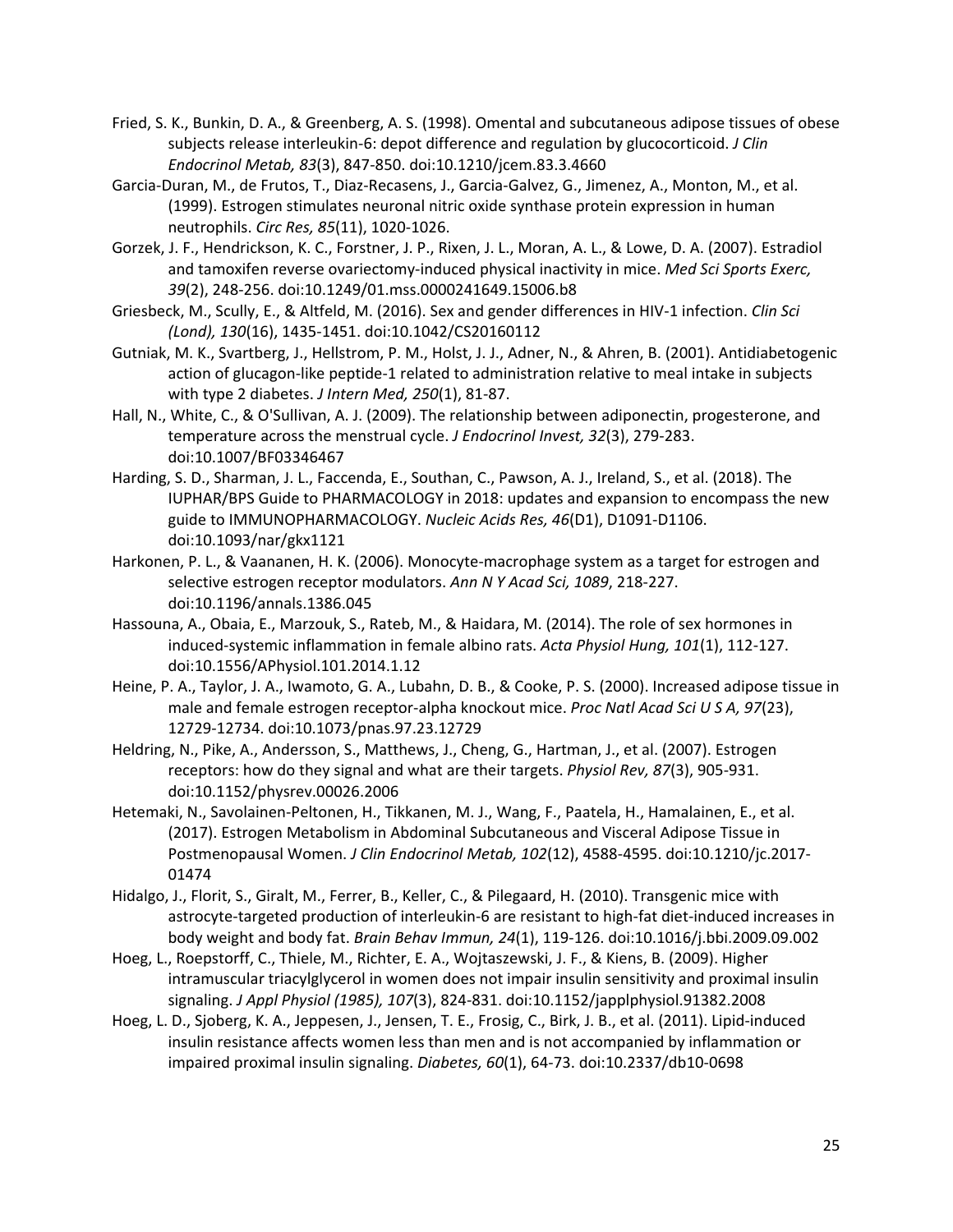Fried, S. K., Bunkin, D. A., & Greenberg, A. S. (1998). Omental and subcutaneous adipose tissues of obese subjects release interleukin-6: depot difference and regulation by glucocorticoid. *J Clin Endocrinol Metab, 83*(3), 847-850. doi:10.1210/jcem.83.3.4660

Garcia-Duran, M., de Frutos, T., Diaz-Recasens, J., Garcia-Galvez, G., Jimenez, A., Monton, M., et al. (1999). Estrogen stimulates neuronal nitric oxide synthase protein expression in human neutrophils. *Circ Res, 85*(11), 1020-1026.

Gorzek, J. F., Hendrickson, K. C., Forstner, J. P., Rixen, J. L., Moran, A. L., & Lowe, D. A. (2007). Estradiol and tamoxifen reverse ovariectomy-induced physical inactivity in mice. *Med Sci Sports Exerc, 39*(2), 248-256. doi:10.1249/01.mss.0000241649.15006.b8

Griesbeck, M., Scully, E., & Altfeld, M. (2016). Sex and gender differences in HIV-1 infection. *Clin Sci (Lond), 130*(16), 1435-1451. doi:10.1042/CS20160112

Gutniak, M. K., Svartberg, J., Hellstrom, P. M., Holst, J. J., Adner, N., & Ahren, B. (2001). Antidiabetogenic action of glucagon-like peptide-1 related to administration relative to meal intake in subjects with type 2 diabetes. *J Intern Med, 250*(1), 81-87.

Hall, N., White, C., & O'Sullivan, A. J. (2009). The relationship between adiponectin, progesterone, and temperature across the menstrual cycle. *J Endocrinol Invest, 32*(3), 279-283. doi:10.1007/BF03346467

Harding, S. D., Sharman, J. L., Faccenda, E., Southan, C., Pawson, A. J., Ireland, S., et al. (2018). The IUPHAR/BPS Guide to PHARMACOLOGY in 2018: updates and expansion to encompass the new guide to IMMUNOPHARMACOLOGY. *Nucleic Acids Res, 46*(D1), D1091-D1106. doi:10.1093/nar/gkx1121

Harkonen, P. L., & Vaananen, H. K. (2006). Monocyte-macrophage system as a target for estrogen and selective estrogen receptor modulators. *Ann N Y Acad Sci, 1089*, 218-227. doi:10.1196/annals.1386.045

Hassouna, A., Obaia, E., Marzouk, S., Rateb, M., & Haidara, M. (2014). The role of sex hormones in induced-systemic inflammation in female albino rats. *Acta Physiol Hung, 101*(1), 112-127. doi:10.1556/APhysiol.101.2014.1.12

Heine, P. A., Taylor, J. A., Iwamoto, G. A., Lubahn, D. B., & Cooke, P. S. (2000). Increased adipose tissue in male and female estrogen receptor-alpha knockout mice. *Proc Natl Acad Sci U S A, 97*(23), 12729-12734. doi:10.1073/pnas.97.23.12729

Heldring, N., Pike, A., Andersson, S., Matthews, J., Cheng, G., Hartman, J., et al. (2007). Estrogen receptors: how do they signal and what are their targets. *Physiol Rev, 87*(3), 905-931. doi:10.1152/physrev.00026.2006

Hetemaki, N., Savolainen-Peltonen, H., Tikkanen, M. J., Wang, F., Paatela, H., Hamalainen, E., et al. (2017). Estrogen Metabolism in Abdominal Subcutaneous and Visceral Adipose Tissue in Postmenopausal Women. *J Clin Endocrinol Metab, 102*(12), 4588-4595. doi:10.1210/jc.2017-01474

Hidalgo, J., Florit, S., Giralt, M., Ferrer, B., Keller, C., & Pilegaard, H. (2010). Transgenic mice with astrocyte-targeted production of interleukin-6 are resistant to high-fat diet-induced increases in body weight and body fat. *Brain Behav Immun, 24*(1), 119-126. doi:10.1016/j.bbi.2009.09.002

Hoeg, L., Roepstorff, C., Thiele, M., Richter, E. A., Wojtaszewski, J. F., & Kiens, B. (2009). Higher intramuscular triacylglycerol in women does not impair insulin sensitivity and proximal insulin signaling. *J Appl Physiol (1985), 107*(3), 824-831. doi:10.1152/japplphysiol.91382.2008

Hoeg, L. D., Sjoberg, K. A., Jeppesen, J., Jensen, T. E., Frosig, C., Birk, J. B., et al. (2011). Lipid-induced insulin resistance affects women less than men and is not accompanied by inflammation or impaired proximal insulin signaling. *Diabetes, 60*(1), 64-73. doi:10.2337/db10-0698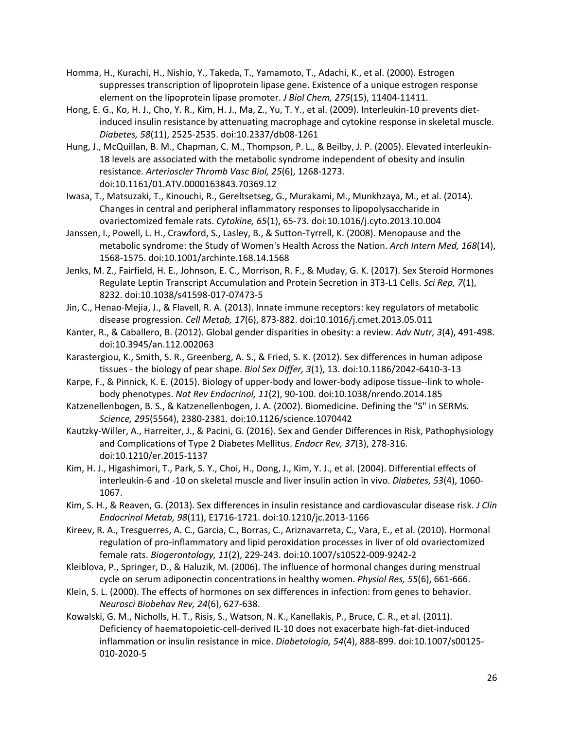Homma, H., Kurachi, H., Nishio, Y., Takeda, T., Yamamoto, T., Adachi, K., et al. (2000). Estrogen suppresses transcription of lipoprotein lipase gene. Existence of a unique estrogen response element on the lipoprotein lipase promoter. *J Biol Chem, 275*(15), 11404-11411.

Hong, E. G., Ko, H. J., Cho, Y. R., Kim, H. J., Ma, Z., Yu, T. Y., et al. (2009). Interleukin-10 prevents diet-induced insulin resistance by attenuating macrophage and cytokine response in skeletal muscle. *Diabetes, 58*(11), 2525-2535. doi:10.2337/db08-1261

Hung, J., McQuillan, B. M., Chapman, C. M., Thompson, P. L., & Beilby, J. P. (2005). Elevated interleukin-18 levels are associated with the metabolic syndrome independent of obesity and insulin resistance. *Arterioscler Thromb Vasc Biol, 25*(6), 1268-1273. doi:10.1161/01.ATV.0000163843.70369.12

Iwasa, T., Matsuzaki, T., Kinouchi, R., Gereltsetseg, G., Murakami, M., Munkhzaya, M., et al. (2014). Changes in central and peripheral inflammatory responses to lipopolysaccharide in ovariectomized female rats. *Cytokine, 65*(1), 65-73. doi:10.1016/j.cyto.2013.10.004

Janssen, I., Powell, L. H., Crawford, S., Lasley, B., & Sutton-Tyrrell, K. (2008). Menopause and the metabolic syndrome: the Study of Women's Health Across the Nation. *Arch Intern Med, 168*(14), 1568-1575. doi:10.1001/archinte.168.14.1568

Jenks, M. Z., Fairfield, H. E., Johnson, E. C., Morrison, R. F., & Muday, G. K. (2017). Sex Steroid Hormones Regulate Leptin Transcript Accumulation and Protein Secretion in 3T3-L1 Cells. *Sci Rep, 7*(1), 8232. doi:10.1038/s41598-017-07473-5

Jin, C., Henao-Mejia, J., & Flavell, R. A. (2013). Innate immune receptors: key regulators of metabolic disease progression. *Cell Metab, 17*(6), 873-882. doi:10.1016/j.cmet.2013.05.011

Kanter, R., & Caballero, B. (2012). Global gender disparities in obesity: a review. *Adv Nutr, 3*(4), 491-498. doi:10.3945/an.112.002063

Karastergiou, K., Smith, S. R., Greenberg, A. S., & Fried, S. K. (2012). Sex differences in human adipose tissues - the biology of pear shape. *Biol Sex Differ, 3*(1), 13. doi:10.1186/2042-6410-3-13

Karpe, F., & Pinnick, K. E. (2015). Biology of upper-body and lower-body adipose tissue--link to whole-body phenotypes. *Nat Rev Endocrinol, 11*(2), 90-100. doi:10.1038/nrendo.2014.185

Katzenellenbogen, B. S., & Katzenellenbogen, J. A. (2002). Biomedicine. Defining the "S" in SERMs. *Science, 295*(5564), 2380-2381. doi:10.1126/science.1070442

Kautzky-Willer, A., Harreiter, J., & Pacini, G. (2016). Sex and Gender Differences in Risk, Pathophysiology and Complications of Type 2 Diabetes Mellitus. *Endocr Rev, 37*(3), 278-316. doi:10.1210/er.2015-1137

Kim, H. J., Higashimori, T., Park, S. Y., Choi, H., Dong, J., Kim, Y. J., et al. (2004). Differential effects of interleukin-6 and -10 on skeletal muscle and liver insulin action in vivo. *Diabetes, 53*(4), 1060-1067.

Kim, S. H., & Reaven, G. (2013). Sex differences in insulin resistance and cardiovascular disease risk. *J Clin Endocrinol Metab, 98*(11), E1716-1721. doi:10.1210/jc.2013-1166

Kireev, R. A., Tresguerres, A. C., Garcia, C., Borras, C., Ariznavarreta, C., Vara, E., et al. (2010). Hormonal regulation of pro-inflammatory and lipid peroxidation processes in liver of old ovariectomized female rats. *Biogerontology, 11*(2), 229-243. doi:10.1007/s10522-009-9242-2

Kleiblova, P., Springer, D., & Haluzik, M. (2006). The influence of hormonal changes during menstrual cycle on serum adiponectin concentrations in healthy women. *Physiol Res, 55*(6), 661-666.

Klein, S. L. (2000). The effects of hormones on sex differences in infection: from genes to behavior. *Neurosci Biobehav Rev, 24*(6), 627-638.

Kowalski, G. M., Nicholls, H. T., Risis, S., Watson, N. K., Kanellakis, P., Bruce, C. R., et al. (2011). Deficiency of haematopoietic-cell-derived IL-10 does not exacerbate high-fat-diet-induced inflammation or insulin resistance in mice. *Diabetologia, 54*(4), 888-899. doi:10.1007/s00125-010-2020-5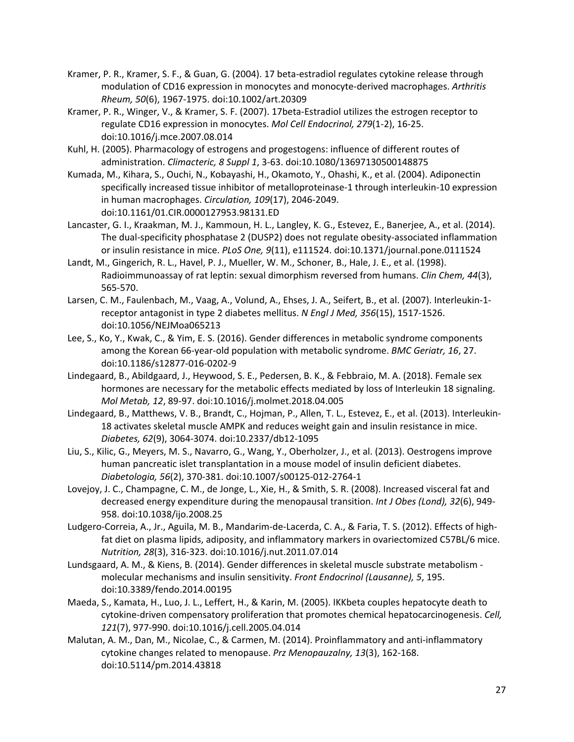Kramer, P. R., Kramer, S. F., & Guan, G. (2004). 17 beta-estradiol regulates cytokine release through modulation of CD16 expression in monocytes and monocyte-derived macrophages. *Arthritis Rheum, 50*(6), 1967-1975. doi:10.1002/art.20309

Kramer, P. R., Winger, V., & Kramer, S. F. (2007). 17beta-Estradiol utilizes the estrogen receptor to regulate CD16 expression in monocytes. *Mol Cell Endocrinol, 279*(1-2), 16-25. doi:10.1016/j.mce.2007.08.014

Kuhl, H. (2005). Pharmacology of estrogens and progestogens: influence of different routes of administration. *Climacteric, 8 Suppl 1*, 3-63. doi:10.1080/13697130500148875

Kumada, M., Kihara, S., Ouchi, N., Kobayashi, H., Okamoto, Y., Ohashi, K., et al. (2004). Adiponectin specifically increased tissue inhibitor of metalloproteinase-1 through interleukin-10 expression in human macrophages. *Circulation, 109*(17), 2046-2049. doi:10.1161/01.CIR.0000127953.98131.ED

Lancaster, G. I., Kraakman, M. J., Kammoun, H. L., Langley, K. G., Estevez, E., Banerjee, A., et al. (2014). The dual-specificity phosphatase 2 (DUSP2) does not regulate obesity-associated inflammation or insulin resistance in mice. *PLoS One, 9*(11), e111524. doi:10.1371/journal.pone.0111524

Landt, M., Gingerich, R. L., Havel, P. J., Mueller, W. M., Schoner, B., Hale, J. E., et al. (1998). Radioimmunoassay of rat leptin: sexual dimorphism reversed from humans. *Clin Chem, 44*(3), 565-570.

Larsen, C. M., Faulenbach, M., Vaag, A., Volund, A., Ehses, J. A., Seifert, B., et al. (2007). Interleukin-1-receptor antagonist in type 2 diabetes mellitus. *N Engl J Med, 356*(15), 1517-1526. doi:10.1056/NEJMoa065213

Lee, S., Ko, Y., Kwak, C., & Yim, E. S. (2016). Gender differences in metabolic syndrome components among the Korean 66-year-old population with metabolic syndrome. *BMC Geriatr, 16*, 27. doi:10.1186/s12877-016-0202-9

Lindegaard, B., Abildgaard, J., Heywood, S. E., Pedersen, B. K., & Febbraio, M. A. (2018). Female sex hormones are necessary for the metabolic effects mediated by loss of Interleukin 18 signaling. *Mol Metab, 12*, 89-97. doi:10.1016/j.molmet.2018.04.005

Lindegaard, B., Matthews, V. B., Brandt, C., Hojman, P., Allen, T. L., Estevez, E., et al. (2013). Interleukin-18 activates skeletal muscle AMPK and reduces weight gain and insulin resistance in mice. *Diabetes, 62*(9), 3064-3074. doi:10.2337/db12-1095

Liu, S., Kilic, G., Meyers, M. S., Navarro, G., Wang, Y., Oberholzer, J., et al. (2013). Oestrogens improve human pancreatic islet transplantation in a mouse model of insulin deficient diabetes. *Diabetologia, 56*(2), 370-381. doi:10.1007/s00125-012-2764-1

Lovejoy, J. C., Champagne, C. M., de Jonge, L., Xie, H., & Smith, S. R. (2008). Increased visceral fat and decreased energy expenditure during the menopausal transition. *Int J Obes (Lond), 32*(6), 949-958. doi:10.1038/ijo.2008.25

Ludgero-Correia, A., Jr., Aguila, M. B., Mandarim-de-Lacerda, C. A., & Faria, T. S. (2012). Effects of high-fat diet on plasma lipids, adiposity, and inflammatory markers in ovariectomized C57BL/6 mice. *Nutrition, 28*(3), 316-323. doi:10.1016/j.nut.2011.07.014

Lundsgaard, A. M., & Kiens, B. (2014). Gender differences in skeletal muscle substrate metabolism - molecular mechanisms and insulin sensitivity. *Front Endocrinol (Lausanne), 5*, 195. doi:10.3389/fendo.2014.00195

Maeda, S., Kamata, H., Luo, J. L., Leffert, H., & Karin, M. (2005). IKKbeta couples hepatocyte death to cytokine-driven compensatory proliferation that promotes chemical hepatocarcinogenesis. *Cell, 121*(7), 977-990. doi:10.1016/j.cell.2005.04.014

Malutan, A. M., Dan, M., Nicolae, C., & Carmen, M. (2014). Proinflammatory and anti-inflammatory cytokine changes related to menopause. *Prz Menopauzalny, 13*(3), 162-168. doi:10.5114/pm.2014.43818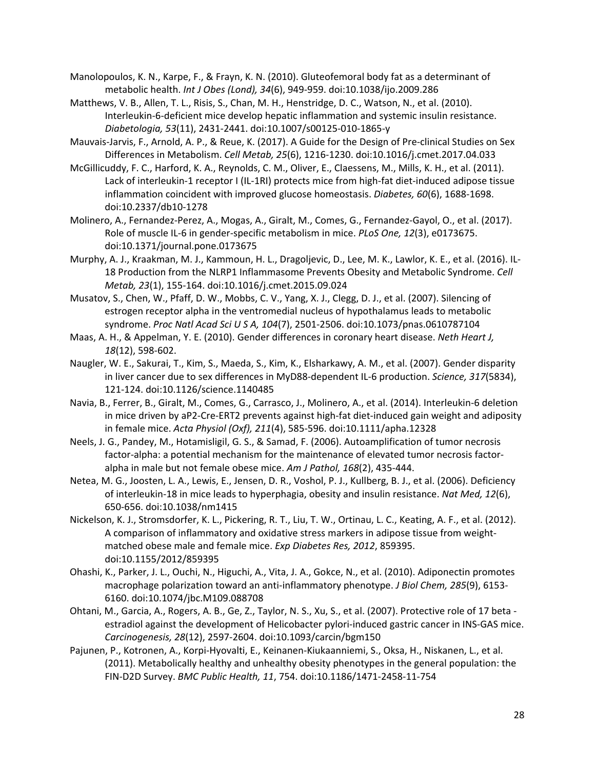Manolopoulos, K. N., Karpe, F., & Frayn, K. N. (2010). Gluteofemoral body fat as a determinant of metabolic health. *Int J Obes (Lond), 34*(6), 949-959. doi:10.1038/ijo.2009.286

Matthews, V. B., Allen, T. L., Risis, S., Chan, M. H., Henstridge, D. C., Watson, N., et al. (2010). Interleukin-6-deficient mice develop hepatic inflammation and systemic insulin resistance. *Diabetologia, 53*(11), 2431-2441. doi:10.1007/s00125-010-1865-y

Mauvais-Jarvis, F., Arnold, A. P., & Reue, K. (2017). A Guide for the Design of Pre-clinical Studies on Sex Differences in Metabolism. *Cell Metab, 25*(6), 1216-1230. doi:10.1016/j.cmet.2017.04.033

McGillicuddy, F. C., Harford, K. A., Reynolds, C. M., Oliver, E., Claessens, M., Mills, K. H., et al. (2011). Lack of interleukin-1 receptor I (IL-1RI) protects mice from high-fat diet-induced adipose tissue inflammation coincident with improved glucose homeostasis. *Diabetes, 60*(6), 1688-1698. doi:10.2337/db10-1278

Molinero, A., Fernandez-Perez, A., Mogas, A., Giralt, M., Comes, G., Fernandez-Gayol, O., et al. (2017). Role of muscle IL-6 in gender-specific metabolism in mice. *PLoS One, 12*(3), e0173675. doi:10.1371/journal.pone.0173675

Murphy, A. J., Kraakman, M. J., Kammoun, H. L., Dragoljevic, D., Lee, M. K., Lawlor, K. E., et al. (2016). IL-18 Production from the NLRP1 Inflammasome Prevents Obesity and Metabolic Syndrome. *Cell Metab, 23*(1), 155-164. doi:10.1016/j.cmet.2015.09.024

Musatov, S., Chen, W., Pfaff, D. W., Mobbs, C. V., Yang, X. J., Clegg, D. J., et al. (2007). Silencing of estrogen receptor alpha in the ventromedial nucleus of hypothalamus leads to metabolic syndrome. *Proc Natl Acad Sci U S A, 104*(7), 2501-2506. doi:10.1073/pnas.0610787104

Maas, A. H., & Appelman, Y. E. (2010). Gender differences in coronary heart disease. *Neth Heart J, 18*(12), 598-602.

Naugler, W. E., Sakurai, T., Kim, S., Maeda, S., Kim, K., Elsharkawy, A. M., et al. (2007). Gender disparity in liver cancer due to sex differences in MyD88-dependent IL-6 production. *Science, 317*(5834), 121-124. doi:10.1126/science.1140485

Navia, B., Ferrer, B., Giralt, M., Comes, G., Carrasco, J., Molinero, A., et al. (2014). Interleukin-6 deletion in mice driven by aP2-Cre-ERT2 prevents against high-fat diet-induced gain weight and adiposity in female mice. *Acta Physiol (Oxf), 211*(4), 585-596. doi:10.1111/apha.12328

Neels, J. G., Pandey, M., Hotamisligil, G. S., & Samad, F. (2006). Autoamplification of tumor necrosis factor-alpha: a potential mechanism for the maintenance of elevated tumor necrosis factor-alpha in male but not female obese mice. *Am J Pathol, 168*(2), 435-444.

Netea, M. G., Joosten, L. A., Lewis, E., Jensen, D. R., Voshol, P. J., Kullberg, B. J., et al. (2006). Deficiency of interleukin-18 in mice leads to hyperphagia, obesity and insulin resistance. *Nat Med, 12*(6), 650-656. doi:10.1038/nm1415

Nickelson, K. J., Stromsdorfer, K. L., Pickering, R. T., Liu, T. W., Ortinau, L. C., Keating, A. F., et al. (2012). A comparison of inflammatory and oxidative stress markers in adipose tissue from weight-matched obese male and female mice. *Exp Diabetes Res, 2012*, 859395. doi:10.1155/2012/859395

Ohashi, K., Parker, J. L., Ouchi, N., Higuchi, A., Vita, J. A., Gokce, N., et al. (2010). Adiponectin promotes macrophage polarization toward an anti-inflammatory phenotype. *J Biol Chem, 285*(9), 6153-6160. doi:10.1074/jbc.M109.088708

Ohtani, M., Garcia, A., Rogers, A. B., Ge, Z., Taylor, N. S., Xu, S., et al. (2007). Protective role of 17 beta -estradiol against the development of Helicobacter pylori-induced gastric cancer in INS-GAS mice. *Carcinogenesis, 28*(12), 2597-2604. doi:10.1093/carcin/bgm150

Pajunen, P., Kotronen, A., Korpi-Hyovalti, E., Keinanen-Kiukaanniemi, S., Oksa, H., Niskanen, L., et al. (2011). Metabolically healthy and unhealthy obesity phenotypes in the general population: the FIN-D2D Survey. *BMC Public Health, 11*, 754. doi:10.1186/1471-2458-11-754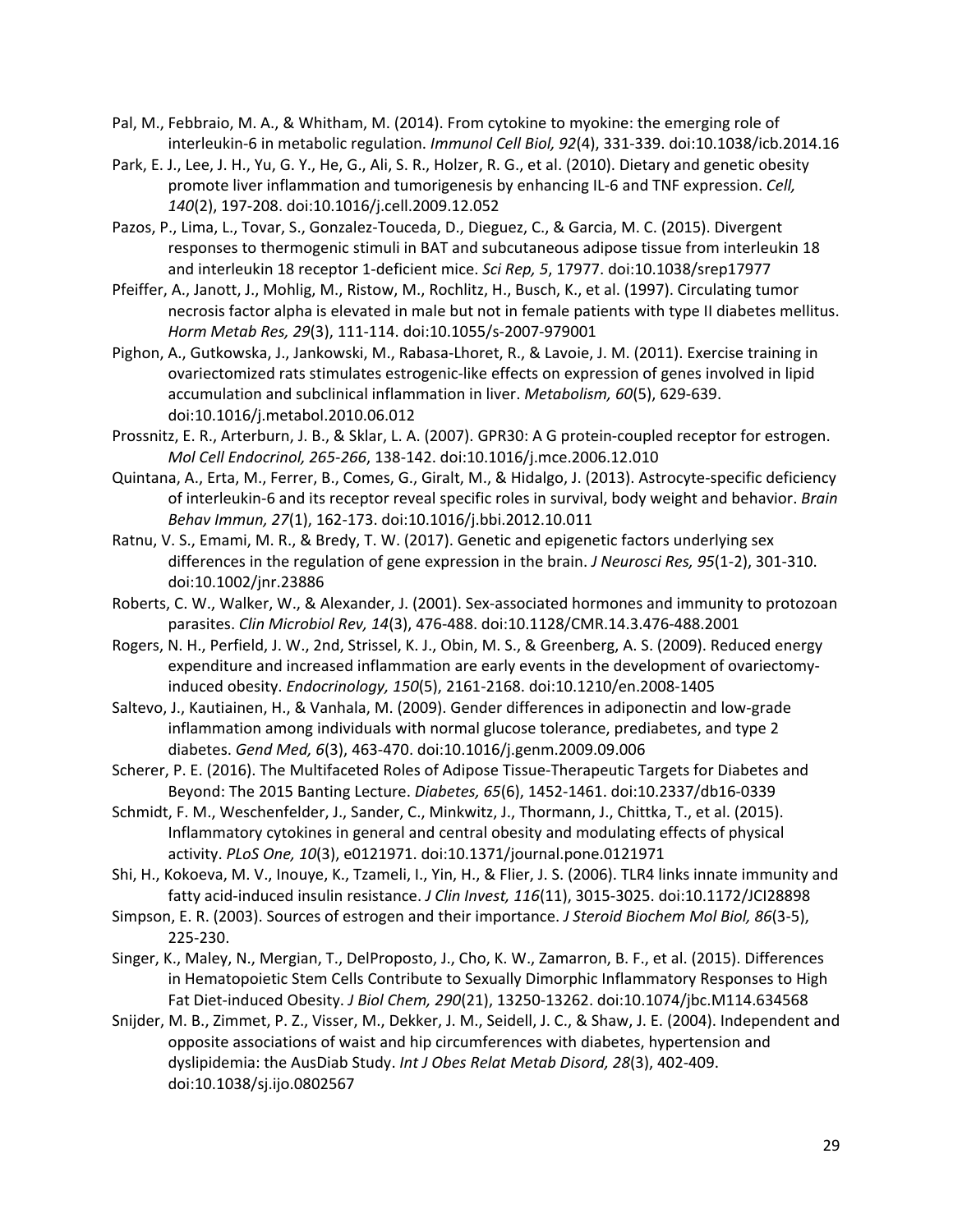Pal, M., Febbraio, M. A., & Whitham, M. (2014). From cytokine to myokine: the emerging role of interleukin-6 in metabolic regulation. *Immunol Cell Biol, 92*(4), 331-339. doi:10.1038/icb.2014.16

Park, E. J., Lee, J. H., Yu, G. Y., He, G., Ali, S. R., Holzer, R. G., et al. (2010). Dietary and genetic obesity promote liver inflammation and tumorigenesis by enhancing IL-6 and TNF expression. *Cell, 140*(2), 197-208. doi:10.1016/j.cell.2009.12.052

Pazos, P., Lima, L., Tovar, S., Gonzalez-Touceda, D., Dieguez, C., & Garcia, M. C. (2015). Divergent responses to thermogenic stimuli in BAT and subcutaneous adipose tissue from interleukin 18 and interleukin 18 receptor 1-deficient mice. *Sci Rep, 5*, 17977. doi:10.1038/srep17977

Pfeiffer, A., Janott, J., Mohlig, M., Ristow, M., Rochlitz, H., Busch, K., et al. (1997). Circulating tumor necrosis factor alpha is elevated in male but not in female patients with type II diabetes mellitus. *Horm Metab Res, 29*(3), 111-114. doi:10.1055/s-2007-979001

Pighon, A., Gutkowska, J., Jankowski, M., Rabasa-Lhoret, R., & Lavoie, J. M. (2011). Exercise training in ovariectomized rats stimulates estrogenic-like effects on expression of genes involved in lipid accumulation and subclinical inflammation in liver. *Metabolism, 60*(5), 629-639. doi:10.1016/j.metabol.2010.06.012

Prossnitz, E. R., Arterburn, J. B., & Sklar, L. A. (2007). GPR30: A G protein-coupled receptor for estrogen. *Mol Cell Endocrinol, 265-266*, 138-142. doi:10.1016/j.mce.2006.12.010

Quintana, A., Erta, M., Ferrer, B., Comes, G., Giralt, M., & Hidalgo, J. (2013). Astrocyte-specific deficiency of interleukin-6 and its receptor reveal specific roles in survival, body weight and behavior. *Brain Behav Immun, 27*(1), 162-173. doi:10.1016/j.bbi.2012.10.011

Ratnu, V. S., Emami, M. R., & Bredy, T. W. (2017). Genetic and epigenetic factors underlying sex differences in the regulation of gene expression in the brain. *J Neurosci Res, 95*(1-2), 301-310. doi:10.1002/jnr.23886

Roberts, C. W., Walker, W., & Alexander, J. (2001). Sex-associated hormones and immunity to protozoan parasites. *Clin Microbiol Rev, 14*(3), 476-488. doi:10.1128/CMR.14.3.476-488.2001

Rogers, N. H., Perfield, J. W., 2nd, Strissel, K. J., Obin, M. S., & Greenberg, A. S. (2009). Reduced energy expenditure and increased inflammation are early events in the development of ovariectomy-induced obesity. *Endocrinology, 150*(5), 2161-2168. doi:10.1210/en.2008-1405

Saltevo, J., Kautiainen, H., & Vanhala, M. (2009). Gender differences in adiponectin and low-grade inflammation among individuals with normal glucose tolerance, prediabetes, and type 2 diabetes. *Gend Med, 6*(3), 463-470. doi:10.1016/j.genm.2009.09.006

Scherer, P. E. (2016). The Multifaceted Roles of Adipose Tissue-Therapeutic Targets for Diabetes and Beyond: The 2015 Banting Lecture. *Diabetes, 65*(6), 1452-1461. doi:10.2337/db16-0339

Schmidt, F. M., Weschenfelder, J., Sander, C., Minkwitz, J., Thormann, J., Chittka, T., et al. (2015). Inflammatory cytokines in general and central obesity and modulating effects of physical activity. *PLoS One, 10*(3), e0121971. doi:10.1371/journal.pone.0121971

Shi, H., Kokoeva, M. V., Inouye, K., Tzameli, I., Yin, H., & Flier, J. S. (2006). TLR4 links innate immunity and fatty acid-induced insulin resistance. *J Clin Invest, 116*(11), 3015-3025. doi:10.1172/JCI28898

Simpson, E. R. (2003). Sources of estrogen and their importance. *J Steroid Biochem Mol Biol, 86*(3-5), 225-230.

Singer, K., Maley, N., Mergian, T., DelProposto, J., Cho, K. W., Zamarron, B. F., et al. (2015). Differences in Hematopoietic Stem Cells Contribute to Sexually Dimorphic Inflammatory Responses to High Fat Diet-induced Obesity. *J Biol Chem, 290*(21), 13250-13262. doi:10.1074/jbc.M114.634568

Snijder, M. B., Zimmet, P. Z., Visser, M., Dekker, J. M., Seidell, J. C., & Shaw, J. E. (2004). Independent and opposite associations of waist and hip circumferences with diabetes, hypertension and dyslipidemia: the AusDiab Study. *Int J Obes Relat Metab Disord, 28*(3), 402-409. doi:10.1038/sj.ijo.0802567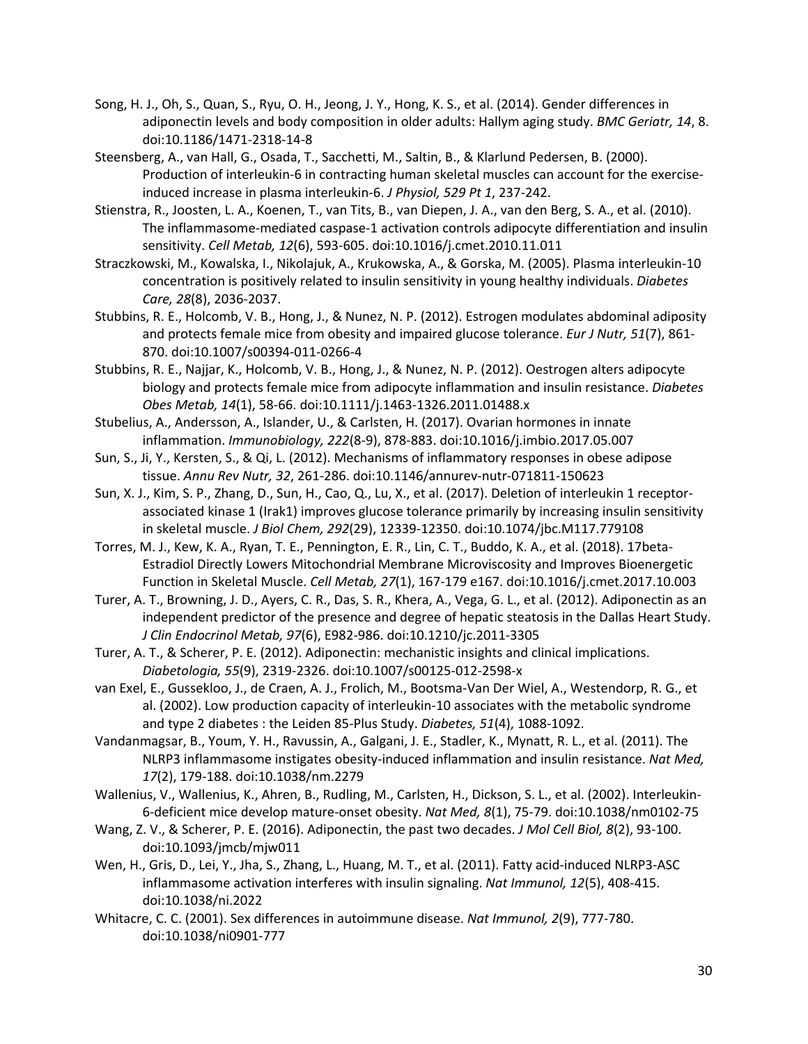Song, H. J., Oh, S., Quan, S., Ryu, O. H., Jeong, J. Y., Hong, K. S., et al. (2014). Gender differences in adiponectin levels and body composition in older adults: Hallym aging study. *BMC Geriatr, 14*, 8. doi:10.1186/1471-2318-14-8

Steensberg, A., van Hall, G., Osada, T., Sacchetti, M., Saltin, B., & Klarlund Pedersen, B. (2000). Production of interleukin-6 in contracting human skeletal muscles can account for the exercise-induced increase in plasma interleukin-6. *J Physiol, 529 Pt 1*, 237-242.

Stienstra, R., Joosten, L. A., Koenen, T., van Tits, B., van Diepen, J. A., van den Berg, S. A., et al. (2010). The inflammasome-mediated caspase-1 activation controls adipocyte differentiation and insulin sensitivity. *Cell Metab, 12*(6), 593-605. doi:10.1016/j.cmet.2010.11.011

Straczkowski, M., Kowalska, I., Nikolajuk, A., Krukowska, A., & Gorska, M. (2005). Plasma interleukin-10 concentration is positively related to insulin sensitivity in young healthy individuals. *Diabetes Care, 28*(8), 2036-2037.

Stubbins, R. E., Holcomb, V. B., Hong, J., & Nunez, N. P. (2012). Estrogen modulates abdominal adiposity and protects female mice from obesity and impaired glucose tolerance. *Eur J Nutr, 51*(7), 861-870. doi:10.1007/s00394-011-0266-4

Stubbins, R. E., Najjar, K., Holcomb, V. B., Hong, J., & Nunez, N. P. (2012). Oestrogen alters adipocyte biology and protects female mice from adipocyte inflammation and insulin resistance. *Diabetes Obes Metab, 14*(1), 58-66. doi:10.1111/j.1463-1326.2011.01488.x

Stubelius, A., Andersson, A., Islander, U., & Carlsten, H. (2017). Ovarian hormones in innate inflammation. *Immunobiology, 222*(8-9), 878-883. doi:10.1016/j.imbio.2017.05.007

Sun, S., Ji, Y., Kersten, S., & Qi, L. (2012). Mechanisms of inflammatory responses in obese adipose tissue. *Annu Rev Nutr, 32*, 261-286. doi:10.1146/annurev-nutr-071811-150623

Sun, X. J., Kim, S. P., Zhang, D., Sun, H., Cao, Q., Lu, X., et al. (2017). Deletion of interleukin 1 receptor-associated kinase 1 (Irak1) improves glucose tolerance primarily by increasing insulin sensitivity in skeletal muscle. *J Biol Chem, 292*(29), 12339-12350. doi:10.1074/jbc.M117.779108

Torres, M. J., Kew, K. A., Ryan, T. E., Pennington, E. R., Lin, C. T., Buddo, K. A., et al. (2018). 17beta-Estradiol Directly Lowers Mitochondrial Membrane Microviscosity and Improves Bioenergetic Function in Skeletal Muscle. *Cell Metab, 27*(1), 167-179 e167. doi:10.1016/j.cmet.2017.10.003

Turer, A. T., Browning, J. D., Ayers, C. R., Das, S. R., Khera, A., Vega, G. L., et al. (2012). Adiponectin as an independent predictor of the presence and degree of hepatic steatosis in the Dallas Heart Study. *J Clin Endocrinol Metab, 97*(6), E982-986. doi:10.1210/jc.2011-3305

Turer, A. T., & Scherer, P. E. (2012). Adiponectin: mechanistic insights and clinical implications. *Diabetologia, 55*(9), 2319-2326. doi:10.1007/s00125-012-2598-x

van Exel, E., Gussekloo, J., de Craen, A. J., Frolich, M., Bootsma-Van Der Wiel, A., Westendorp, R. G., et al. (2002). Low production capacity of interleukin-10 associates with the metabolic syndrome and type 2 diabetes : the Leiden 85-Plus Study. *Diabetes, 51*(4), 1088-1092.

Vandanmagsar, B., Youm, Y. H., Ravussin, A., Galgani, J. E., Stadler, K., Mynatt, R. L., et al. (2011). The NLRP3 inflammasome instigates obesity-induced inflammation and insulin resistance. *Nat Med, 17*(2), 179-188. doi:10.1038/nm.2279

Wallenius, V., Wallenius, K., Ahren, B., Rudling, M., Carlsten, H., Dickson, S. L., et al. (2002). Interleukin-6-deficient mice develop mature-onset obesity. *Nat Med, 8*(1), 75-79. doi:10.1038/nm0102-75

Wang, Z. V., & Scherer, P. E. (2016). Adiponectin, the past two decades. *J Mol Cell Biol, 8*(2), 93-100. doi:10.1093/jmcb/mjw011

Wen, H., Gris, D., Lei, Y., Jha, S., Zhang, L., Huang, M. T., et al. (2011). Fatty acid-induced NLRP3-ASC inflammasome activation interferes with insulin signaling. *Nat Immunol, 12*(5), 408-415. doi:10.1038/ni.2022

Whitacre, C. C. (2001). Sex differences in autoimmune disease. *Nat Immunol, 2*(9), 777-780. doi:10.1038/ni0901-777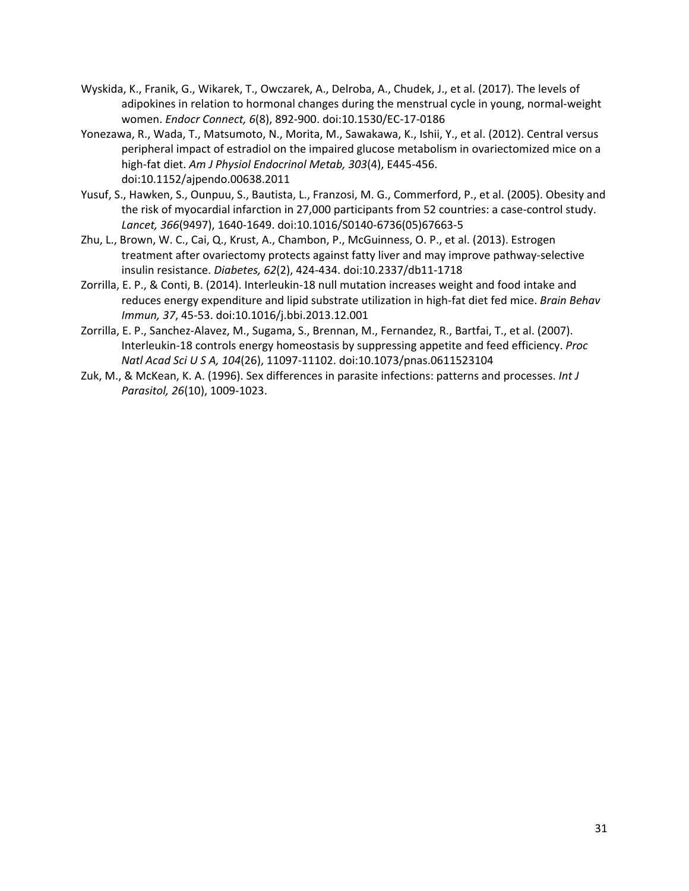Wyskida, K., Franik, G., Wikarek, T., Owczarek, A., Delroba, A., Chudek, J., et al. (2017). The levels of adipokines in relation to hormonal changes during the menstrual cycle in young, normal-weight women. *Endocr Connect, 6*(8), 892-900. doi:10.1530/EC-17-0186

Yonezawa, R., Wada, T., Matsumoto, N., Morita, M., Sawakawa, K., Ishii, Y., et al. (2012). Central versus peripheral impact of estradiol on the impaired glucose metabolism in ovariectomized mice on a high-fat diet. *Am J Physiol Endocrinol Metab, 303*(4), E445-456. doi:10.1152/ajpendo.00638.2011

Yusuf, S., Hawken, S., Ounpuu, S., Bautista, L., Franzosi, M. G., Commerford, P., et al. (2005). Obesity and the risk of myocardial infarction in 27,000 participants from 52 countries: a case-control study. *Lancet, 366*(9497), 1640-1649. doi:10.1016/S0140-6736(05)67663-5

Zhu, L., Brown, W. C., Cai, Q., Krust, A., Chambon, P., McGuinness, O. P., et al. (2013). Estrogen treatment after ovariectomy protects against fatty liver and may improve pathway-selective insulin resistance. *Diabetes, 62*(2), 424-434. doi:10.2337/db11-1718

Zorrilla, E. P., & Conti, B. (2014). Interleukin-18 null mutation increases weight and food intake and reduces energy expenditure and lipid substrate utilization in high-fat diet fed mice. *Brain Behav Immun, 37*, 45-53. doi:10.1016/j.bbi.2013.12.001

Zorrilla, E. P., Sanchez-Alavez, M., Sugama, S., Brennan, M., Fernandez, R., Bartfai, T., et al. (2007). Interleukin-18 controls energy homeostasis by suppressing appetite and feed efficiency. *Proc Natl Acad Sci U S A, 104*(26), 11097-11102. doi:10.1073/pnas.0611523104

Zuk, M., & McKean, K. A. (1996). Sex differences in parasite infections: patterns and processes. *Int J Parasitol, 26*(10), 1009-1023.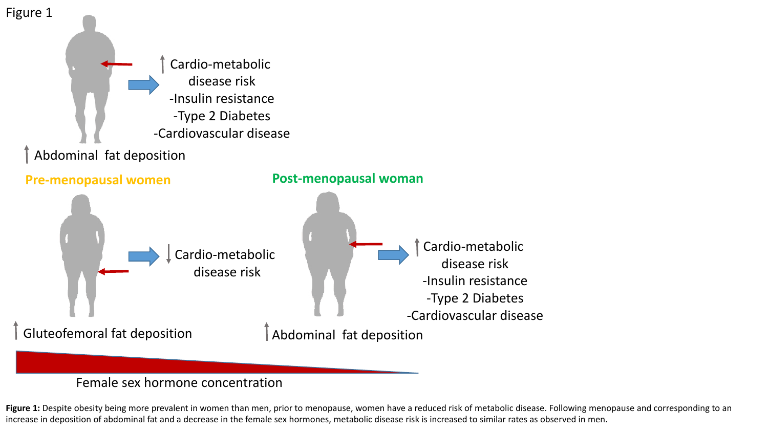Figure 1

↑ Cardio-metabolic disease risk
-Insulin resistance
-Type 2 Diabetes
-Cardiovascular disease

↑ Abdominal fat deposition

Pre-menopausal women

↓ Cardio-metabolic disease risk

↑ Gluteofemoral fat deposition

Post-menopausal woman

↑ Cardio-metabolic disease risk
-Insulin resistance
-Type 2 Diabetes
-Cardiovascular disease

↑ Abdominal fat deposition

Female sex hormone concentration

**Figure 1:** Despite obesity being more prevalent in women than men, prior to menopause, women have a reduced risk of metabolic disease. Following menopause and corresponding to an increase in deposition of abdominal fat and a decrease in the female sex hormones, metabolic disease risk is increased to similar rates as observed in men.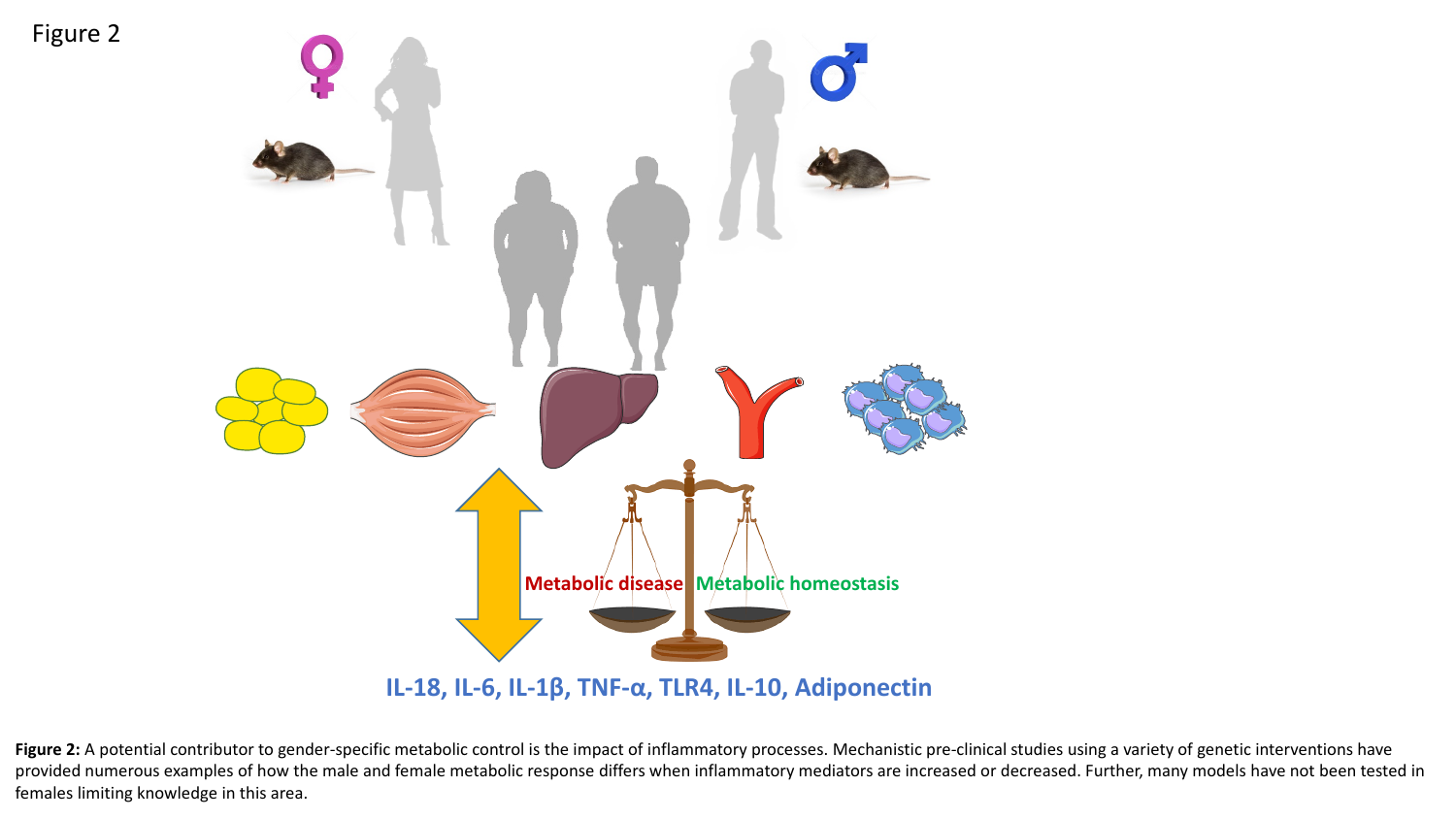Figure 2

Metabolic disease

Metabolic homeostasis

IL-18, IL-6, IL-1β, TNF-α, TLR4, IL-10, Adiponectin

**Figure 2:** A potential contributor to gender-specific metabolic control is the impact of inflammatory processes. Mechanistic pre-clinical studies using a variety of genetic interventions have provided numerous examples of how the male and female metabolic response differs when inflammatory mediators are increased or decreased. Further, many models have not been tested in females limiting knowledge in this area.